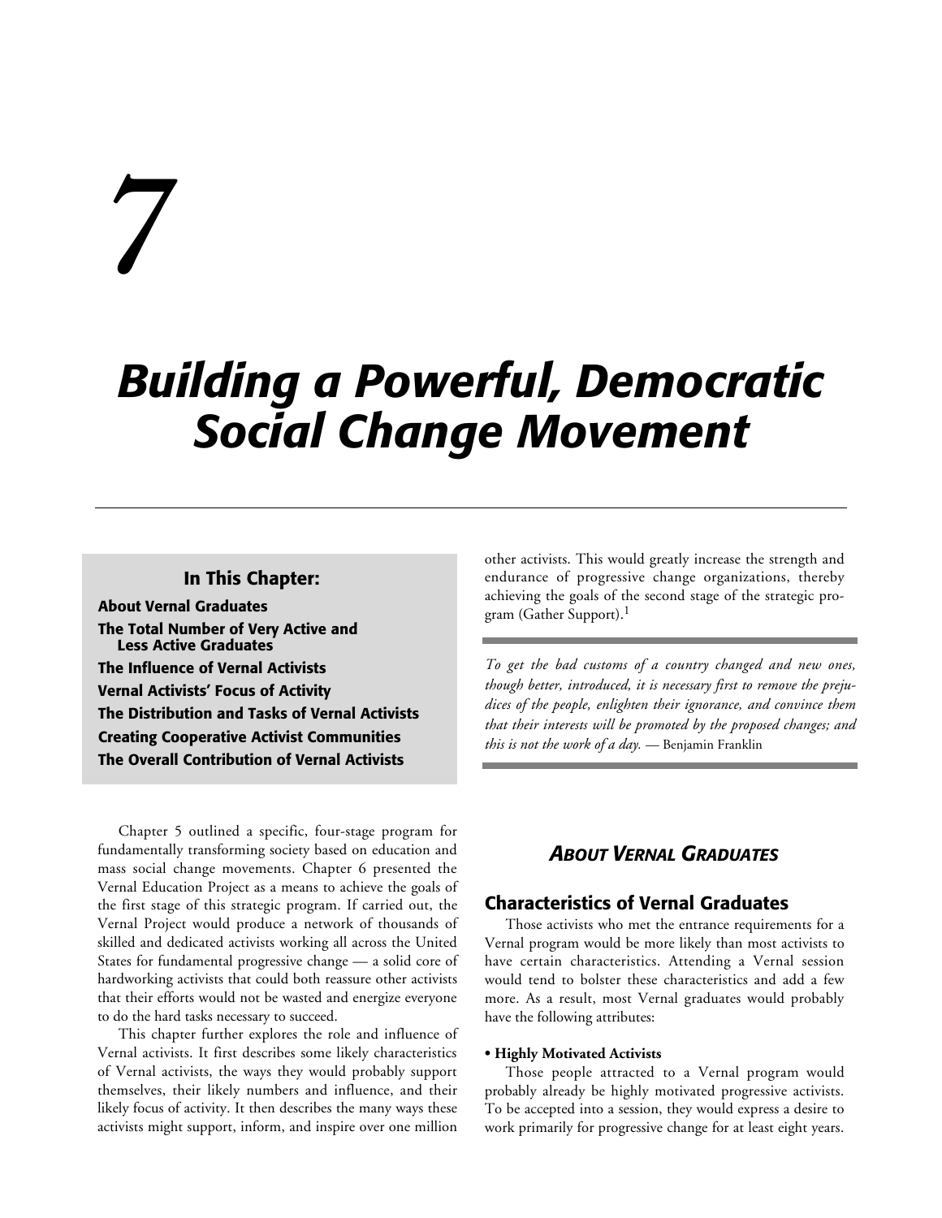# 7

# Building a Powerful, Democratic Social Change Movement

**In This Chapter:**

**About Vernal Graduates**
**The Total Number of Very Active and Less Active Graduates**
**The Influence of Vernal Activists**
**Vernal Activists' Focus of Activity**
**The Distribution and Tasks of Vernal Activists**
**Creating Cooperative Activist Communities**
**The Overall Contribution of Vernal Activists**

Chapter 5 outlined a specific, four-stage program for fundamentally transforming society based on education and mass social change movements. Chapter 6 presented the Vernal Education Project as a means to achieve the goals of the first stage of this strategic program. If carried out, the Vernal Project would produce a network of thousands of skilled and dedicated activists working all across the United States for fundamental progressive change — a solid core of hardworking activists that could both reassure other activists that their efforts would not be wasted and energize everyone to do the hard tasks necessary to succeed.

This chapter further explores the role and influence of Vernal activists. It first describes some likely characteristics of Vernal activists, the ways they would probably support themselves, their likely numbers and influence, and their likely focus of activity. It then describes the many ways these activists might support, inform, and inspire over one million other activists. This would greatly increase the strength and endurance of progressive change organizations, thereby achieving the goals of the second stage of the strategic program (Gather Support).[1]

*To get the bad customs of a country changed and new ones, though better, introduced, it is necessary first to remove the prejudices of the people, enlighten their ignorance, and convince them that their interests will be promoted by the proposed changes; and this is not the work of a day.* — Benjamin Franklin

## *About Vernal Graduates*

### Characteristics of Vernal Graduates

Those activists who met the entrance requirements for a Vernal program would be more likely than most activists to have certain characteristics. Attending a Vernal session would tend to bolster these characteristics and add a few more. As a result, most Vernal graduates would probably have the following attributes:

**• Highly Motivated Activists**

Those people attracted to a Vernal program would probably already be highly motivated progressive activists. To be accepted into a session, they would express a desire to work primarily for progressive change for at least eight years.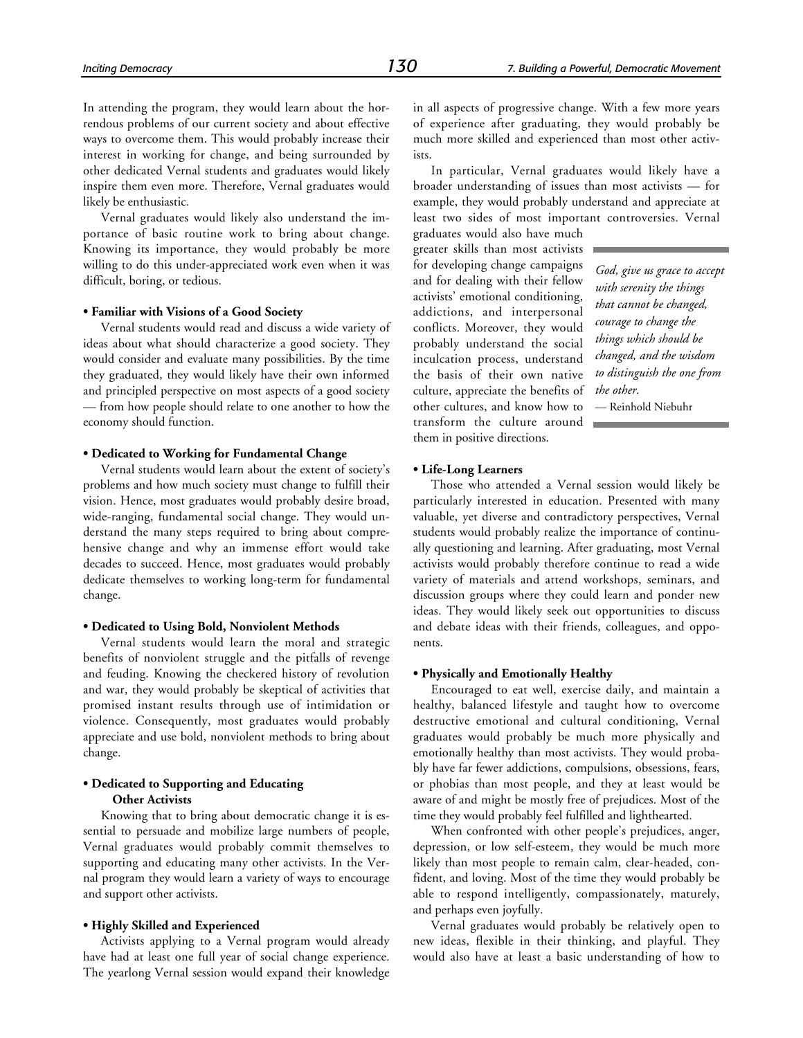In attending the program, they would learn about the horrendous problems of our current society and about effective ways to overcome them. This would probably increase their interest in working for change, and being surrounded by other dedicated Vernal students and graduates would likely inspire them even more. Therefore, Vernal graduates would likely be enthusiastic.

Vernal graduates would likely also understand the importance of basic routine work to bring about change. Knowing its importance, they would probably be more willing to do this under-appreciated work even when it was difficult, boring, or tedious.

**• Familiar with Visions of a Good Society**

Vernal students would read and discuss a wide variety of ideas about what should characterize a good society. They would consider and evaluate many possibilities. By the time they graduated, they would likely have their own informed and principled perspective on most aspects of a good society — from how people should relate to one another to how the economy should function.

**• Dedicated to Working for Fundamental Change**

Vernal students would learn about the extent of society's problems and how much society must change to fulfill their vision. Hence, most graduates would probably desire broad, wide-ranging, fundamental social change. They would understand the many steps required to bring about comprehensive change and why an immense effort would take decades to succeed. Hence, most graduates would probably dedicate themselves to working long-term for fundamental change.

**• Dedicated to Using Bold, Nonviolent Methods**

Vernal students would learn the moral and strategic benefits of nonviolent struggle and the pitfalls of revenge and feuding. Knowing the checkered history of revolution and war, they would probably be skeptical of activities that promised instant results through use of intimidation or violence. Consequently, most graduates would probably appreciate and use bold, nonviolent methods to bring about change.

**• Dedicated to Supporting and Educating Other Activists**

Knowing that to bring about democratic change it is essential to persuade and mobilize large numbers of people, Vernal graduates would probably commit themselves to supporting and educating many other activists. In the Vernal program they would learn a variety of ways to encourage and support other activists.

**• Highly Skilled and Experienced**

Activists applying to a Vernal program would already have had at least one full year of social change experience. The yearlong Vernal session would expand their knowledge in all aspects of progressive change. With a few more years of experience after graduating, they would probably be much more skilled and experienced than most other activists.

In particular, Vernal graduates would likely have a broader understanding of issues than most activists — for example, they would probably understand and appreciate at least two sides of most important controversies. Vernal graduates would also have much greater skills than most activists for developing change campaigns and for dealing with their fellow activists' emotional conditioning, addictions, and interpersonal conflicts. Moreover, they would probably understand the social inculcation process, understand the basis of their own native culture, appreciate the benefits of other cultures, and know how to transform the culture around them in positive directions.

> *God, give us grace to accept with serenity the things that cannot be changed, courage to change the things which should be changed, and the wisdom to distinguish the one from the other.*
> — Reinhold Niebuhr

**• Life-Long Learners**

Those who attended a Vernal session would likely be particularly interested in education. Presented with many valuable, yet diverse and contradictory perspectives, Vernal students would probably realize the importance of continually questioning and learning. After graduating, most Vernal activists would probably therefore continue to read a wide variety of materials and attend workshops, seminars, and discussion groups where they could learn and ponder new ideas. They would likely seek out opportunities to discuss and debate ideas with their friends, colleagues, and opponents.

**• Physically and Emotionally Healthy**

Encouraged to eat well, exercise daily, and maintain a healthy, balanced lifestyle and taught how to overcome destructive emotional and cultural conditioning, Vernal graduates would probably be much more physically and emotionally healthy than most activists. They would probably have far fewer addictions, compulsions, obsessions, fears, or phobias than most people, and they at least would be aware of and might be mostly free of prejudices. Most of the time they would probably feel fulfilled and lighthearted.

When confronted with other people's prejudices, anger, depression, or low self-esteem, they would be much more likely than most people to remain calm, clear-headed, confident, and loving. Most of the time they would probably be able to respond intelligently, compassionately, maturely, and perhaps even joyfully.

Vernal graduates would probably be relatively open to new ideas, flexible in their thinking, and playful. They would also have at least a basic understanding of how to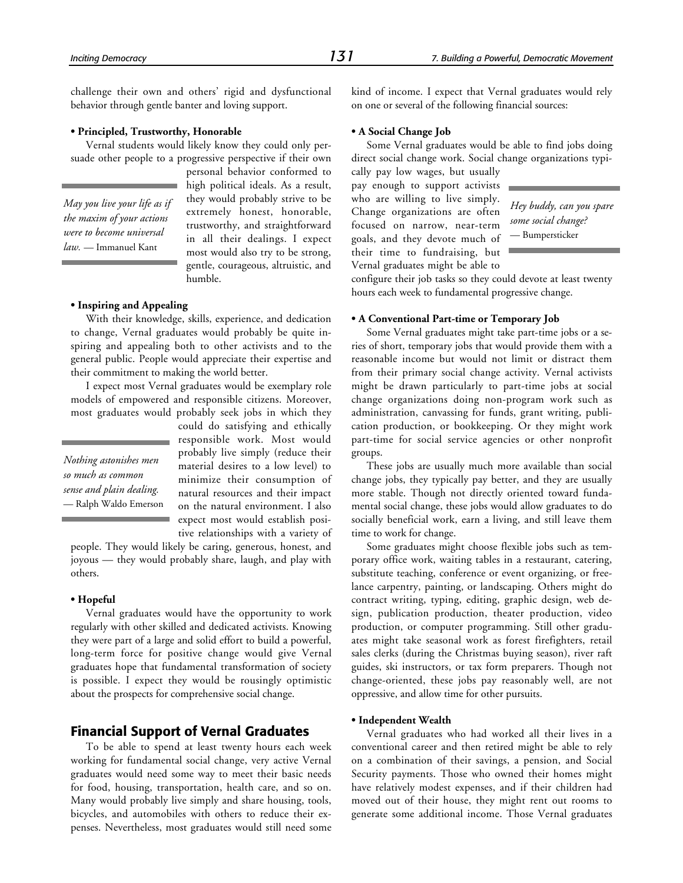challenge their own and others' rigid and dysfunctional behavior through gentle banter and loving support.

**• Principled, Trustworthy, Honorable**

Vernal students would likely know they could only persuade other people to a progressive perspective if their own personal behavior conformed to high political ideals. As a result, they would probably strive to be extremely honest, honorable, trustworthy, and straightforward in all their dealings. I expect most would also try to be strong, gentle, courageous, altruistic, and humble.

> *May you live your life as if the maxim of your actions were to become universal law.* — Immanuel Kant

**• Inspiring and Appealing**

With their knowledge, skills, experience, and dedication to change, Vernal graduates would probably be quite inspiring and appealing both to other activists and to the general public. People would appreciate their expertise and their commitment to making the world better.

I expect most Vernal graduates would be exemplary role models of empowered and responsible citizens. Moreover, most graduates would probably seek jobs in which they could do satisfying and ethically responsible work. Most would probably live simply (reduce their material desires to a low level) to minimize their consumption of natural resources and their impact on the natural environment. I also expect most would establish positive relationships with a variety of people. They would likely be caring, generous, honest, and joyous — they would probably share, laugh, and play with others.

> *Nothing astonishes men so much as common sense and plain dealing.* — Ralph Waldo Emerson

**• Hopeful**

Vernal graduates would have the opportunity to work regularly with other skilled and dedicated activists. Knowing they were part of a large and solid effort to build a powerful, long-term force for positive change would give Vernal graduates hope that fundamental transformation of society is possible. I expect they would be rousingly optimistic about the prospects for comprehensive social change.

## Financial Support of Vernal Graduates

To be able to spend at least twenty hours each week working for fundamental social change, very active Vernal graduates would need some way to meet their basic needs for food, housing, transportation, health care, and so on. Many would probably live simply and share housing, tools, bicycles, and automobiles with others to reduce their expenses. Nevertheless, most graduates would still need some kind of income. I expect that Vernal graduates would rely on one or several of the following financial sources:

**• A Social Change Job**

Some Vernal graduates would be able to find jobs doing direct social change work. Social change organizations typically pay low wages, but usually pay enough to support activists who are willing to live simply. Change organizations are often focused on narrow, near-term goals, and they devote much of their time to fundraising, but Vernal graduates might be able to configure their job tasks so they could devote at least twenty hours each week to fundamental progressive change.

> *Hey buddy, can you spare some social change?* — Bumpersticker

**• A Conventional Part-time or Temporary Job**

Some Vernal graduates might take part-time jobs or a series of short, temporary jobs that would provide them with a reasonable income but would not limit or distract them from their primary social change activity. Vernal activists might be drawn particularly to part-time jobs at social change organizations doing non-program work such as administration, canvassing for funds, grant writing, publication production, or bookkeeping. Or they might work part-time for social service agencies or other nonprofit groups.

These jobs are usually much more available than social change jobs, they typically pay better, and they are usually more stable. Though not directly oriented toward fundamental social change, these jobs would allow graduates to do socially beneficial work, earn a living, and still leave them time to work for change.

Some graduates might choose flexible jobs such as temporary office work, waiting tables in a restaurant, catering, substitute teaching, conference or event organizing, or freelance carpentry, painting, or landscaping. Others might do contract writing, typing, editing, graphic design, web design, publication production, theater production, video production, or computer programming. Still other graduates might take seasonal work as forest firefighters, retail sales clerks (during the Christmas buying season), river raft guides, ski instructors, or tax form preparers. Though not change-oriented, these jobs pay reasonably well, are not oppressive, and allow time for other pursuits.

**• Independent Wealth**

Vernal graduates who had worked all their lives in a conventional career and then retired might be able to rely on a combination of their savings, a pension, and Social Security payments. Those who owned their homes might have relatively modest expenses, and if their children had moved out of their house, they might rent out rooms to generate some additional income. Those Vernal graduates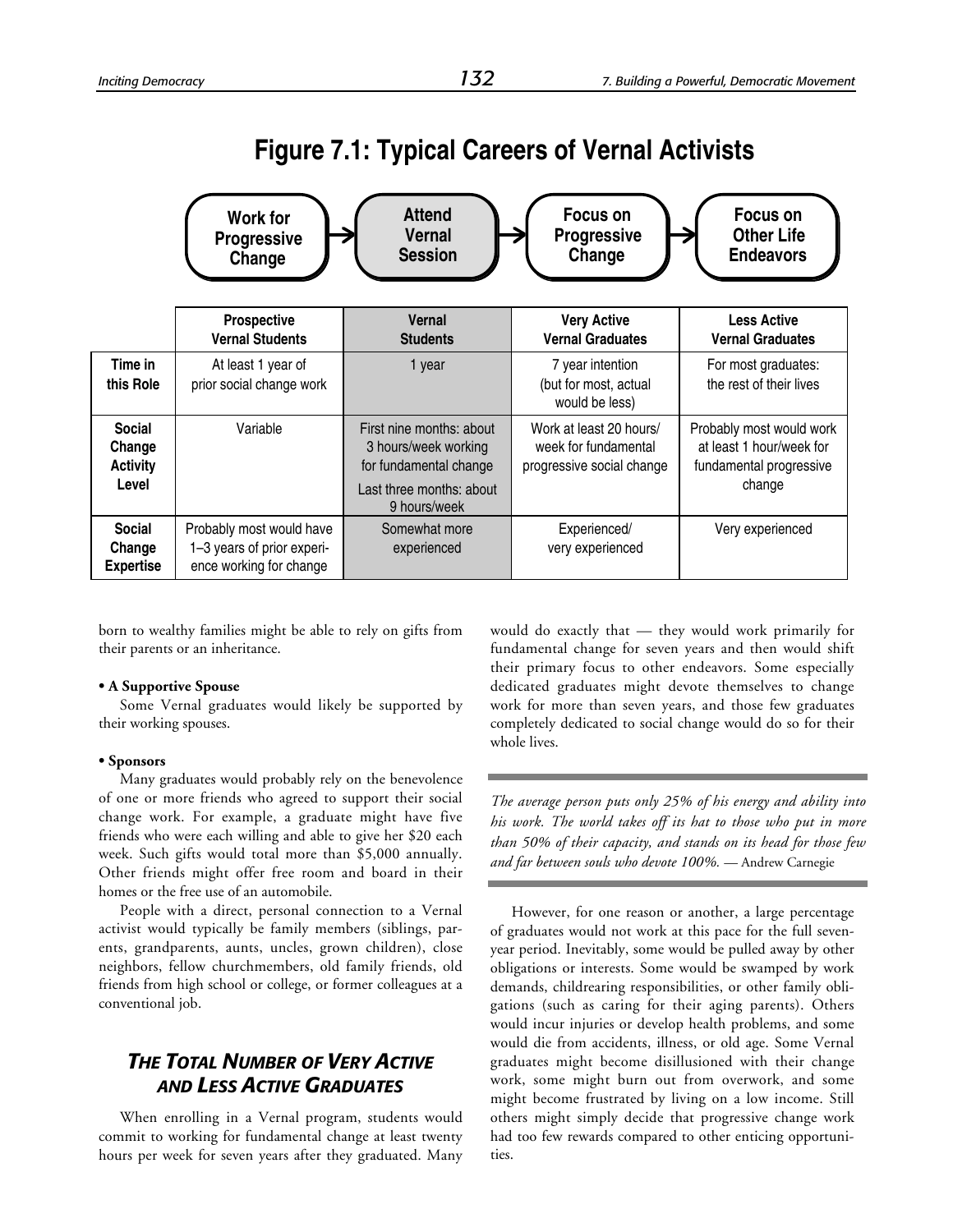## Figure 7.1: Typical Careers of Vernal Activists

**Work for Progressive Change** → **Attend Vernal Session** → **Focus on Progressive Change** → **Focus on Other Life Endeavors**

| | Prospective Vernal Students | Vernal Students | Very Active Vernal Graduates | Less Active Vernal Graduates |
|---|---|---|---|---|
| **Time in this Role** | At least 1 year of prior social change work | 1 year | 7 year intention (but for most, actual would be less) | For most graduates: the rest of their lives |
| **Social Change Activity Level** | Variable | First nine months: about 3 hours/week working for fundamental change<br>Last three months: about 9 hours/week | Work at least 20 hours/week for fundamental progressive social change | Probably most would work at least 1 hour/week for fundamental progressive change |
| **Social Change Expertise** | Probably most would have 1–3 years of prior experience working for change | Somewhat more experienced | Experienced/ very experienced | Very experienced |

born to wealthy families might be able to rely on gifts from their parents or an inheritance.

**• A Supportive Spouse**

Some Vernal graduates would likely be supported by their working spouses.

**• Sponsors**

Many graduates would probably rely on the benevolence of one or more friends who agreed to support their social change work. For example, a graduate might have five friends who were each willing and able to give her $20 each week. Such gifts would total more than $5,000 annually. Other friends might offer free room and board in their homes or the free use of an automobile.

People with a direct, personal connection to a Vernal activist would typically be family members (siblings, parents, grandparents, aunts, uncles, grown children), close neighbors, fellow churchmembers, old family friends, old friends from high school or college, or former colleagues at a conventional job.

### *The Total Number of Very Active and Less Active Graduates*

When enrolling in a Vernal program, students would commit to working for fundamental change at least twenty hours per week for seven years after they graduated. Many would do exactly that — they would work primarily for fundamental change for seven years and then would shift their primary focus to other endeavors. Some especially dedicated graduates might devote themselves to change work for more than seven years, and those few graduates completely dedicated to social change would do so for their whole lives.

> *The average person puts only 25% of his energy and ability into his work. The world takes off its hat to those who put in more than 50% of their capacity, and stands on its head for those few and far between souls who devote 100%.* — Andrew Carnegie

However, for one reason or another, a large percentage of graduates would not work at this pace for the full seven-year period. Inevitably, some would be pulled away by other obligations or interests. Some would be swamped by work demands, childrearing responsibilities, or other family obligations (such as caring for their aging parents). Others would incur injuries or develop health problems, and some would die from accidents, illness, or old age. Some Vernal graduates might become disillusioned with their change work, some might burn out from overwork, and some might become frustrated by living on a low income. Still others might simply decide that progressive change work had too few rewards compared to other enticing opportunities.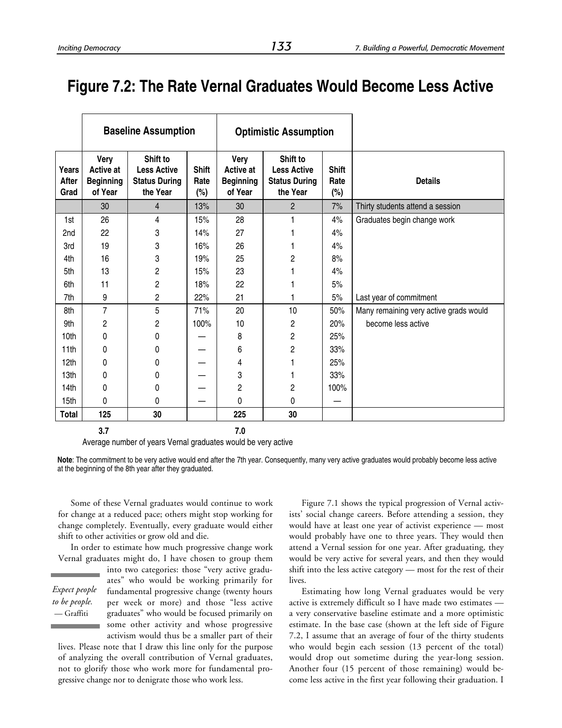# Figure 7.2: The Rate Vernal Graduates Would Become Less Active

| | Baseline Assumption | | | Optimistic Assumption | | | |
|---|---|---|---|---|---|---|---|
| **Years After Grad** | **Very Active at Beginning of Year** | **Shift to Less Active Status During the Year** | **Shift Rate (%)** | **Very Active at Beginning of Year** | **Shift to Less Active Status During the Year** | **Shift Rate (%)** | **Details** |
| | 30 | 4 | 13% | 30 | 2 | 7% | Thirty students attend a session |
| 1st | 26 | 4 | 15% | 28 | 1 | 4% | Graduates begin change work |
| 2nd | 22 | 3 | 14% | 27 | 1 | 4% | |
| 3rd | 19 | 3 | 16% | 26 | 1 | 4% | |
| 4th | 16 | 3 | 19% | 25 | 2 | 8% | |
| 5th | 13 | 2 | 15% | 23 | 1 | 4% | |
| 6th | 11 | 2 | 18% | 22 | 1 | 5% | |
| 7th | 9 | 2 | 22% | 21 | 1 | 5% | Last year of commitment |
| 8th | 7 | 5 | 71% | 20 | 10 | 50% | Many remaining very active grads would |
| 9th | 2 | 2 | 100% | 10 | 2 | 20% | become less active |
| 10th | 0 | 0 | — | 8 | 2 | 25% | |
| 11th | 0 | 0 | — | 6 | 2 | 33% | |
| 12th | 0 | 0 | — | 4 | 1 | 25% | |
| 13th | 0 | 0 | — | 3 | 1 | 33% | |
| 14th | 0 | 0 | — | 2 | 2 | 100% | |
| 15th | 0 | 0 | — | 0 | 0 | — | |
| **Total** | **125** | **30** | | **225** | **30** | | |
| | **3.7** | | | **7.0** | | | |

Average number of years Vernal graduates would be very active

**Note**: The commitment to be very active would end after the 7th year. Consequently, many very active graduates would probably become less active at the beginning of the 8th year after they graduated.

Some of these Vernal graduates would continue to work for change at a reduced pace; others might stop working for change completely. Eventually, every graduate would either shift to other activities or grow old and die.

In order to estimate how much progressive change work Vernal graduates might do, I have chosen to group them into two categories: those "very active graduates" who would be working primarily for fundamental progressive change (twenty hours per week or more) and those "less active graduates" who would be focused primarily on some other activity and whose progressive activism would thus be a smaller part of their lives. Please note that I draw this line only for the purpose of analyzing the overall contribution of Vernal graduates, not to glorify those who work more for fundamental progressive change nor to denigrate those who work less.

*Expect people to be people.*
— Graffiti

Figure 7.1 shows the typical progression of Vernal activists' social change careers. Before attending a session, they would have at least one year of activist experience — most would probably have one to three years. They would then attend a Vernal session for one year. After graduating, they would be very active for several years, and then they would shift into the less active category — most for the rest of their lives.

Estimating how long Vernal graduates would be very active is extremely difficult so I have made two estimates — a very conservative baseline estimate and a more optimistic estimate. In the base case (shown at the left side of Figure 7.2, I assume that an average of four of the thirty students who would begin each session (13 percent of the total) would drop out sometime during the year-long session. Another four (15 percent of those remaining) would become less active in the first year following their graduation. I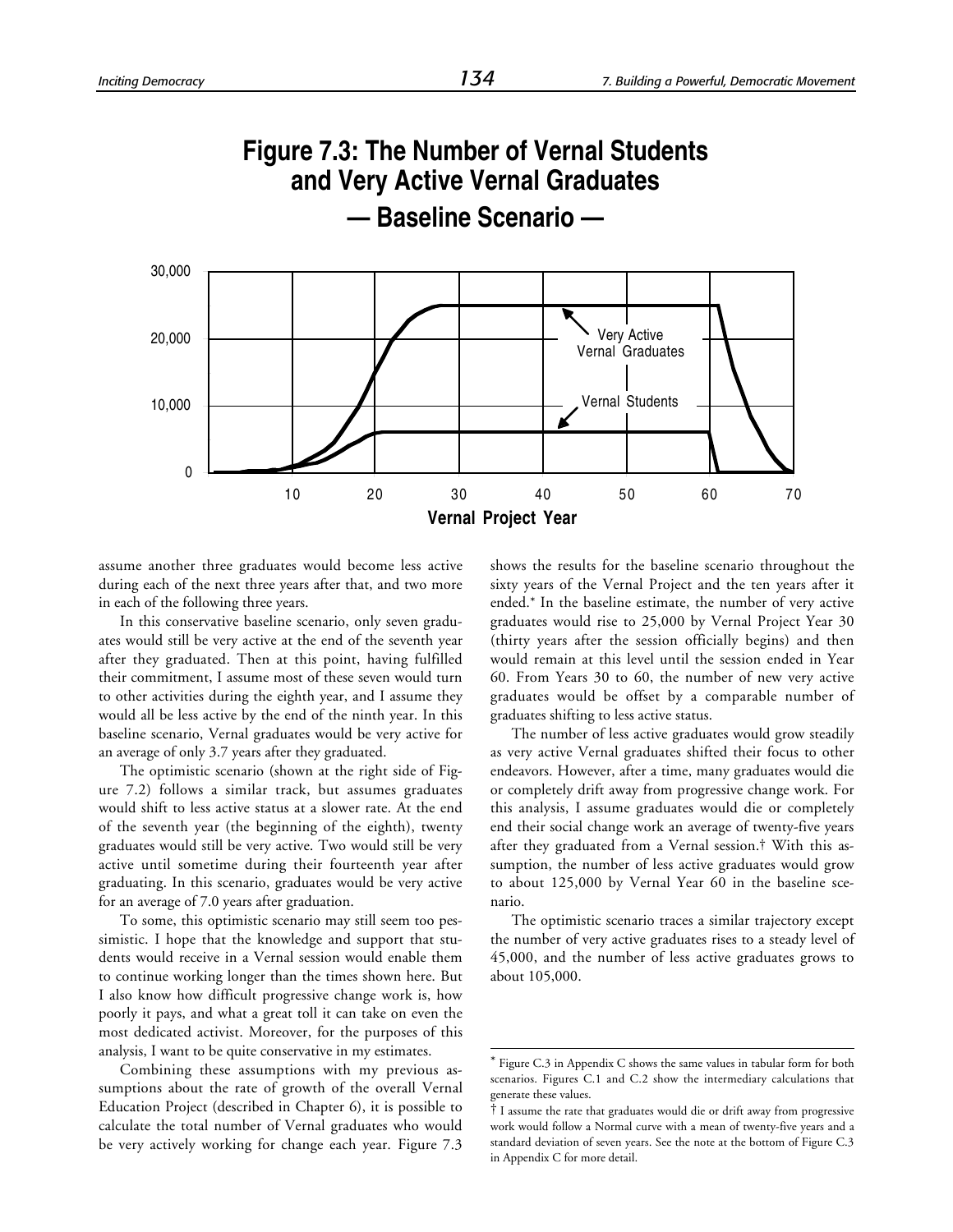## Figure 7.3: The Number of Vernal Students and Very Active Vernal Graduates — Baseline Scenario —

assume another three graduates would become less active during each of the next three years after that, and two more in each of the following three years.

In this conservative baseline scenario, only seven graduates would still be very active at the end of the seventh year after they graduated. Then at this point, having fulfilled their commitment, I assume most of these seven would turn to other activities during the eighth year, and I assume they would all be less active by the end of the ninth year. In this baseline scenario, Vernal graduates would be very active for an average of only 3.7 years after they graduated.

The optimistic scenario (shown at the right side of Figure 7.2) follows a similar track, but assumes graduates would shift to less active status at a slower rate. At the end of the seventh year (the beginning of the eighth), twenty graduates would still be very active. Two would still be very active until sometime during their fourteenth year after graduating. In this scenario, graduates would be very active for an average of 7.0 years after graduation.

To some, this optimistic scenario may still seem too pessimistic. I hope that the knowledge and support that students would receive in a Vernal session would enable them to continue working longer than the times shown here. But I also know how difficult progressive change work is, how poorly it pays, and what a great toll it can take on even the most dedicated activist. Moreover, for the purposes of this analysis, I want to be quite conservative in my estimates.

Combining these assumptions with my previous assumptions about the rate of growth of the overall Vernal Education Project (described in Chapter 6), it is possible to calculate the total number of Vernal graduates who would be very actively working for change each year. Figure 7.3 shows the results for the baseline scenario throughout the sixty years of the Vernal Project and the ten years after it ended.* In the baseline estimate, the number of very active graduates would rise to 25,000 by Vernal Project Year 30 (thirty years after the session officially begins) and then would remain at this level until the session ended in Year 60. From Years 30 to 60, the number of new very active graduates would be offset by a comparable number of graduates shifting to less active status.

The number of less active graduates would grow steadily as very active Vernal graduates shifted their focus to other endeavors. However, after a time, many graduates would die or completely drift away from progressive change work. For this analysis, I assume graduates would die or completely end their social change work an average of twenty-five years after they graduated from a Vernal session.† With this assumption, the number of less active graduates would grow to about 125,000 by Vernal Year 60 in the baseline scenario.

The optimistic scenario traces a similar trajectory except the number of very active graduates rises to a steady level of 45,000, and the number of less active graduates grows to about 105,000.

---

* Figure C.3 in Appendix C shows the same values in tabular form for both scenarios. Figures C.1 and C.2 show the intermediary calculations that generate these values.

† I assume the rate that graduates would die or drift away from progressive work would follow a Normal curve with a mean of twenty-five years and a standard deviation of seven years. See the note at the bottom of Figure C.3 in Appendix C for more detail.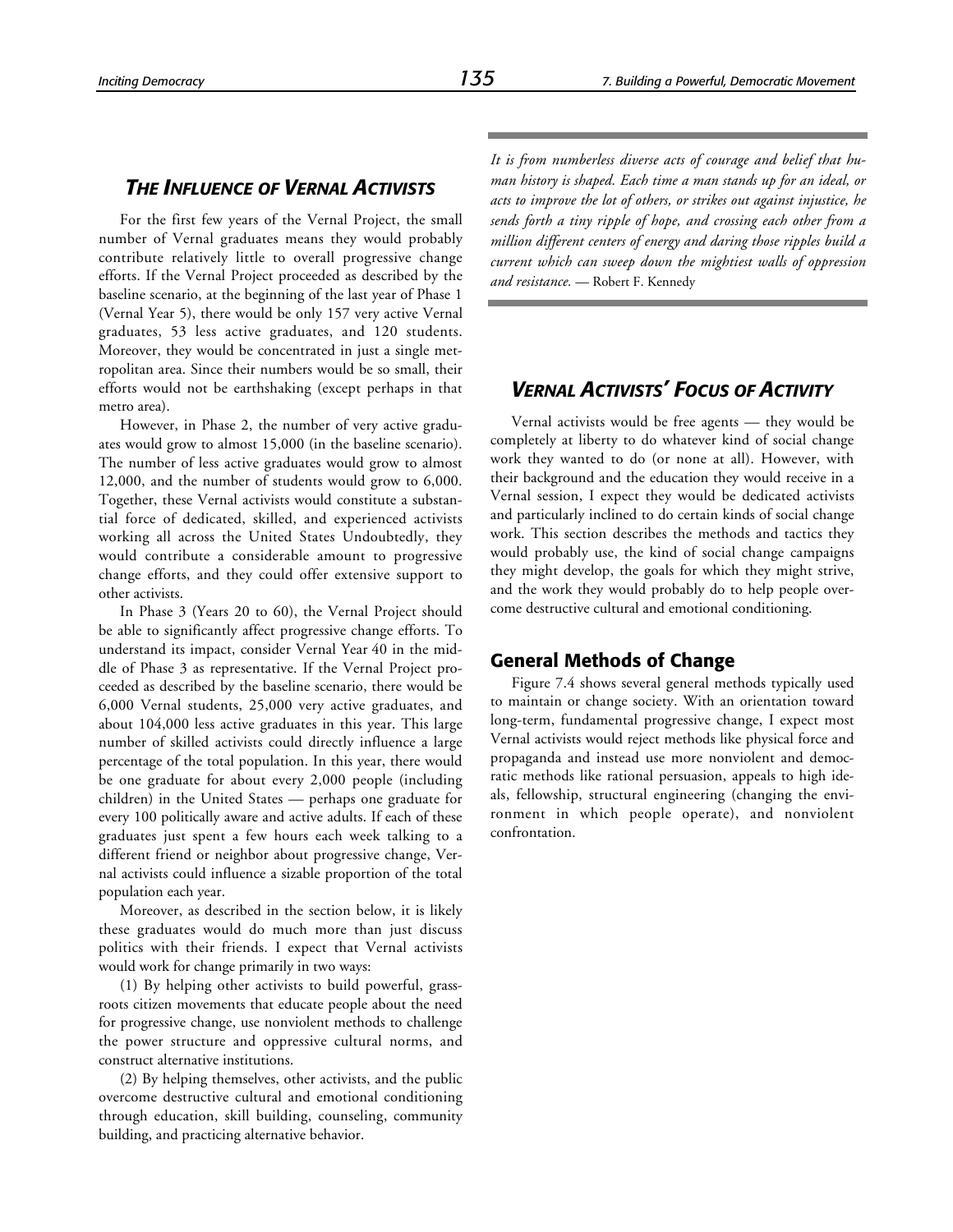## *The Influence of Vernal Activists*

For the first few years of the Vernal Project, the small number of Vernal graduates means they would probably contribute relatively little to overall progressive change efforts. If the Vernal Project proceeded as described by the baseline scenario, at the beginning of the last year of Phase 1 (Vernal Year 5), there would be only 157 very active Vernal graduates, 53 less active graduates, and 120 students. Moreover, they would be concentrated in just a single metropolitan area. Since their numbers would be so small, their efforts would not be earthshaking (except perhaps in that metro area).

However, in Phase 2, the number of very active graduates would grow to almost 15,000 (in the baseline scenario). The number of less active graduates would grow to almost 12,000, and the number of students would grow to 6,000. Together, these Vernal activists would constitute a substantial force of dedicated, skilled, and experienced activists working all across the United States Undoubtedly, they would contribute a considerable amount to progressive change efforts, and they could offer extensive support to other activists.

In Phase 3 (Years 20 to 60), the Vernal Project should be able to significantly affect progressive change efforts. To understand its impact, consider Vernal Year 40 in the middle of Phase 3 as representative. If the Vernal Project proceeded as described by the baseline scenario, there would be 6,000 Vernal students, 25,000 very active graduates, and about 104,000 less active graduates in this year. This large number of skilled activists could directly influence a large percentage of the total population. In this year, there would be one graduate for about every 2,000 people (including children) in the United States — perhaps one graduate for every 100 politically aware and active adults. If each of these graduates just spent a few hours each week talking to a different friend or neighbor about progressive change, Vernal activists could influence a sizable proportion of the total population each year.

Moreover, as described in the section below, it is likely these graduates would do much more than just discuss politics with their friends. I expect that Vernal activists would work for change primarily in two ways:

(1) By helping other activists to build powerful, grassroots citizen movements that educate people about the need for progressive change, use nonviolent methods to challenge the power structure and oppressive cultural norms, and construct alternative institutions.

(2) By helping themselves, other activists, and the public overcome destructive cultural and emotional conditioning through education, skill building, counseling, community building, and practicing alternative behavior.

*It is from numberless diverse acts of courage and belief that human history is shaped. Each time a man stands up for an ideal, or acts to improve the lot of others, or strikes out against injustice, he sends forth a tiny ripple of hope, and crossing each other from a million different centers of energy and daring those ripples build a current which can sweep down the mightiest walls of oppression and resistance.* — Robert F. Kennedy

## *Vernal Activists' Focus of Activity*

Vernal activists would be free agents — they would be completely at liberty to do whatever kind of social change work they wanted to do (or none at all). However, with their background and the education they would receive in a Vernal session, I expect they would be dedicated activists and particularly inclined to do certain kinds of social change work. This section describes the methods and tactics they would probably use, the kind of social change campaigns they might develop, the goals for which they might strive, and the work they would probably do to help people overcome destructive cultural and emotional conditioning.

### General Methods of Change

Figure 7.4 shows several general methods typically used to maintain or change society. With an orientation toward long-term, fundamental progressive change, I expect most Vernal activists would reject methods like physical force and propaganda and instead use more nonviolent and democratic methods like rational persuasion, appeals to high ideals, fellowship, structural engineering (changing the environment in which people operate), and nonviolent confrontation.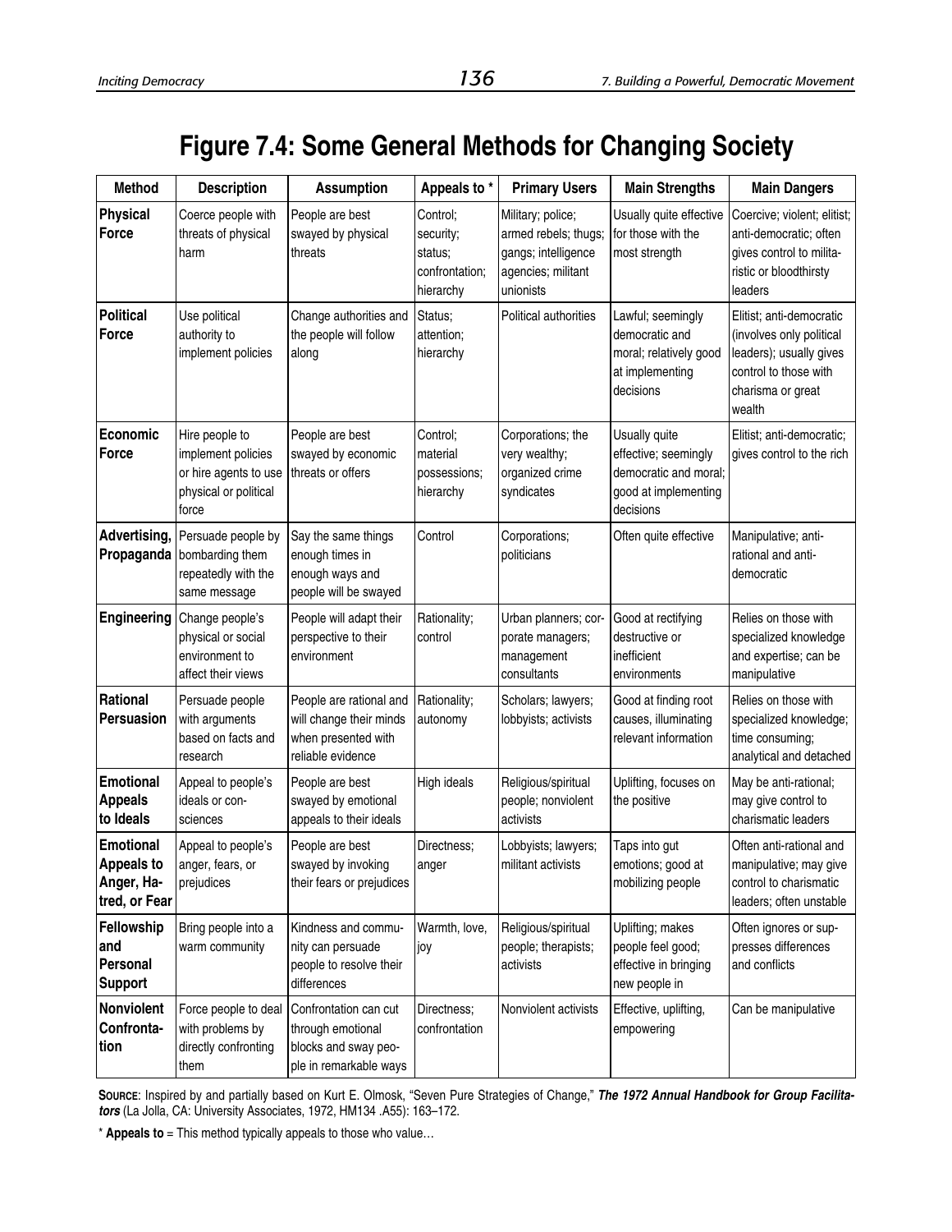# Figure 7.4: Some General Methods for Changing Society

| Method | Description | Assumption | Appeals to * | Primary Users | Main Strengths | Main Dangers |
|---|---|---|---|---|---|---|
| **Physical Force** | Coerce people with threats of physical harm | People are best swayed by physical threats | Control; security; status; confrontation; hierarchy | Military; police; armed rebels; thugs; gangs; intelligence agencies; militant unionists | Usually quite effective for those with the most strength | Coercive; violent; elitist; anti-democratic; often gives control to militaristic or bloodthirsty leaders |
| **Political Force** | Use political authority to implement policies | Change authorities and the people will follow along | Status; attention; hierarchy | Political authorities | Lawful; seemingly democratic and moral; relatively good at implementing decisions | Elitist; anti-democratic (involves only political leaders); usually gives control to those with charisma or great wealth |
| **Economic Force** | Hire people to implement policies or hire agents to use physical or political force | People are best swayed by economic threats or offers | Control; material possessions; hierarchy | Corporations; the very wealthy; organized crime syndicates | Usually quite effective; seemingly democratic and moral; good at implementing decisions | Elitist; anti-democratic; gives control to the rich |
| **Advertising, Propaganda** | Persuade people by bombarding them repeatedly with the same message | Say the same things enough times in enough ways and people will be swayed | Control | Corporations; politicians | Often quite effective | Manipulative; anti-rational and anti-democratic |
| **Engineering** | Change people's physical or social environment to affect their views | People will adapt their perspective to their environment | Rationality; control | Urban planners; corporate managers; management consultants | Good at rectifying destructive or inefficient environments | Relies on those with specialized knowledge and expertise; can be manipulative |
| **Rational Persuasion** | Persuade people with arguments based on facts and research | People are rational and will change their minds when presented with reliable evidence | Rationality; autonomy | Scholars; lawyers; lobbyists; activists | Good at finding root causes, illuminating relevant information | Relies on those with specialized knowledge; time consuming; analytical and detached |
| **Emotional Appeals to Ideals** | Appeal to people's ideals or consciences | People are best swayed by emotional appeals to their ideals | High ideals | Religious/spiritual people; nonviolent activists | Uplifting, focuses on the positive | May be anti-rational; may give control to charismatic leaders |
| **Emotional Appeals to Anger, Hatred, or Fear** | Appeal to people's anger, fears, or prejudices | People are best swayed by invoking their fears or prejudices | Directness; anger | Lobbyists; lawyers; militant activists | Taps into gut emotions; good at mobilizing people | Often anti-rational and manipulative; may give control to charismatic leaders; often unstable |
| **Fellowship and Personal Support** | Bring people into a warm community | Kindness and community can persuade people to resolve their differences | Warmth, love, joy | Religious/spiritual people; therapists; activists | Uplifting; makes people feel good; effective in bringing new people in | Often ignores or suppresses differences and conflicts |
| **Nonviolent Confrontation** | Force people to deal with problems by directly confronting them | Confrontation can cut through emotional blocks and sway people in remarkable ways | Directness; confrontation | Nonviolent activists | Effective, uplifting, empowering | Can be manipulative |

**Source**: Inspired by and partially based on Kurt E. Olmosk, "Seven Pure Strategies of Change," ***The 1972 Annual Handbook for Group Facilitators*** (La Jolla, CA: University Associates, 1972, HM134 .A55): 163–172.

\* **Appeals to** = This method typically appeals to those who value…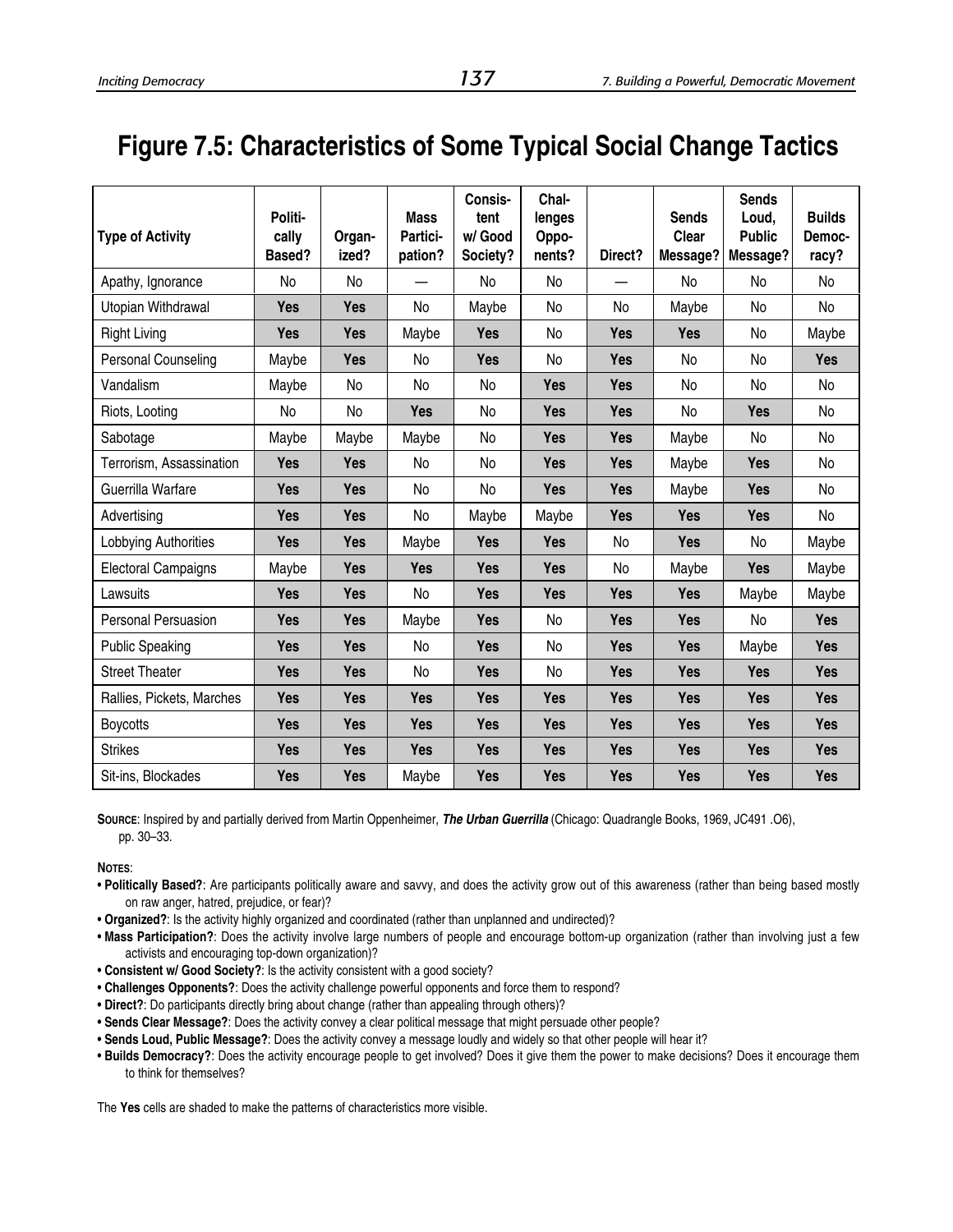# Figure 7.5: Characteristics of Some Typical Social Change Tactics

| Type of Activity | Politically Based? | Organized? | Mass Participation? | Consistent w/ Good Society? | Challenges Opponents? | Direct? | Sends Clear Message? | Sends Loud, Public Message? | Builds Democracy? |
|---|---|---|---|---|---|---|---|---|---|
| Apathy, Ignorance | No | No | — | No | No | — | No | No | No |
| Utopian Withdrawal | **Yes** | **Yes** | No | Maybe | No | No | Maybe | No | No |
| Right Living | **Yes** | **Yes** | Maybe | **Yes** | No | **Yes** | **Yes** | No | Maybe |
| Personal Counseling | Maybe | **Yes** | No | **Yes** | No | **Yes** | No | No | **Yes** |
| Vandalism | Maybe | No | No | No | **Yes** | **Yes** | No | No | No |
| Riots, Looting | No | No | **Yes** | No | **Yes** | **Yes** | No | **Yes** | No |
| Sabotage | Maybe | Maybe | Maybe | No | **Yes** | **Yes** | Maybe | No | No |
| Terrorism, Assassination | **Yes** | **Yes** | No | No | **Yes** | **Yes** | Maybe | **Yes** | No |
| Guerrilla Warfare | **Yes** | **Yes** | No | No | **Yes** | **Yes** | Maybe | **Yes** | No |
| Advertising | **Yes** | **Yes** | No | Maybe | Maybe | **Yes** | **Yes** | **Yes** | No |
| Lobbying Authorities | **Yes** | **Yes** | Maybe | **Yes** | **Yes** | No | **Yes** | No | Maybe |
| Electoral Campaigns | Maybe | **Yes** | **Yes** | **Yes** | **Yes** | No | Maybe | **Yes** | Maybe |
| Lawsuits | **Yes** | **Yes** | No | **Yes** | **Yes** | **Yes** | **Yes** | Maybe | Maybe |
| Personal Persuasion | **Yes** | **Yes** | Maybe | **Yes** | No | **Yes** | **Yes** | No | **Yes** |
| Public Speaking | **Yes** | **Yes** | No | **Yes** | No | **Yes** | **Yes** | Maybe | **Yes** |
| Street Theater | **Yes** | **Yes** | No | **Yes** | No | **Yes** | **Yes** | **Yes** | **Yes** |
| Rallies, Pickets, Marches | **Yes** | **Yes** | **Yes** | **Yes** | **Yes** | **Yes** | **Yes** | **Yes** | **Yes** |
| Boycotts | **Yes** | **Yes** | **Yes** | **Yes** | **Yes** | **Yes** | **Yes** | **Yes** | **Yes** |
| Strikes | **Yes** | **Yes** | **Yes** | **Yes** | **Yes** | **Yes** | **Yes** | **Yes** | **Yes** |
| Sit-ins, Blockades | **Yes** | **Yes** | Maybe | **Yes** | **Yes** | **Yes** | **Yes** | **Yes** | **Yes** |

**Source**: Inspired by and partially derived from Martin Oppenheimer, ***The Urban Guerrilla*** (Chicago: Quadrangle Books, 1969, JC491 .O6), pp. 30–33.

**Notes**:

- **Politically Based?**: Are participants politically aware and savvy, and does the activity grow out of this awareness (rather than being based mostly on raw anger, hatred, prejudice, or fear)?
- **Organized?**: Is the activity highly organized and coordinated (rather than unplanned and undirected)?
- **Mass Participation?**: Does the activity involve large numbers of people and encourage bottom-up organization (rather than involving just a few activists and encouraging top-down organization)?
- **Consistent w/ Good Society?**: Is the activity consistent with a good society?
- **Challenges Opponents?**: Does the activity challenge powerful opponents and force them to respond?
- **Direct?**: Do participants directly bring about change (rather than appealing through others)?
- **Sends Clear Message?**: Does the activity convey a clear political message that might persuade other people?
- **Sends Loud, Public Message?**: Does the activity convey a message loudly and widely so that other people will hear it?
- **Builds Democracy?**: Does the activity encourage people to get involved? Does it give them the power to make decisions? Does it encourage them to think for themselves?

The **Yes** cells are shaded to make the patterns of characteristics more visible.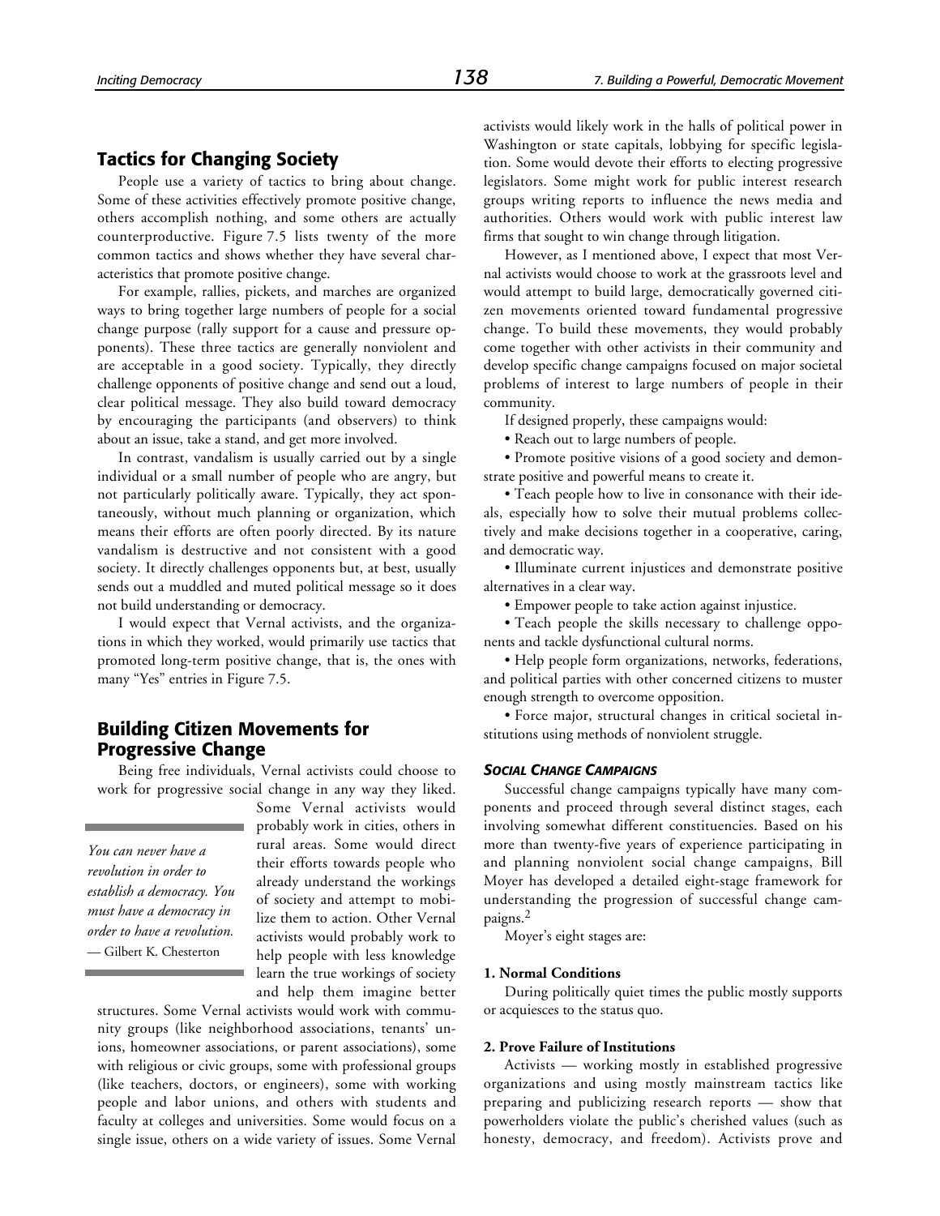## Tactics for Changing Society

People use a variety of tactics to bring about change. Some of these activities effectively promote positive change, others accomplish nothing, and some others are actually counterproductive. Figure 7.5 lists twenty of the more common tactics and shows whether they have several characteristics that promote positive change.

For example, rallies, pickets, and marches are organized ways to bring together large numbers of people for a social change purpose (rally support for a cause and pressure opponents). These three tactics are generally nonviolent and are acceptable in a good society. Typically, they directly challenge opponents of positive change and send out a loud, clear political message. They also build toward democracy by encouraging the participants (and observers) to think about an issue, take a stand, and get more involved.

In contrast, vandalism is usually carried out by a single individual or a small number of people who are angry, but not particularly politically aware. Typically, they act spontaneously, without much planning or organization, which means their efforts are often poorly directed. By its nature vandalism is destructive and not consistent with a good society. It directly challenges opponents but, at best, usually sends out a muddled and muted political message so it does not build understanding or democracy.

I would expect that Vernal activists, and the organizations in which they worked, would primarily use tactics that promoted long-term positive change, that is, the ones with many "Yes" entries in Figure 7.5.

## Building Citizen Movements for Progressive Change

Being free individuals, Vernal activists could choose to work for progressive social change in any way they liked. Some Vernal activists would probably work in cities, others in rural areas. Some would direct their efforts towards people who already understand the workings of society and attempt to mobilize them to action. Other Vernal activists would probably work to help people with less knowledge learn the true workings of society and help them imagine better structures. Some Vernal activists would work with community groups (like neighborhood associations, tenants' unions, homeowner associations, or parent associations), some with religious or civic groups, some with professional groups (like teachers, doctors, or engineers), some with working people and labor unions, and others with students and faculty at colleges and universities. Some would focus on a single issue, others on a wide variety of issues. Some Vernal activists would likely work in the halls of political power in Washington or state capitals, lobbying for specific legislation. Some would devote their efforts to electing progressive legislators. Some might work for public interest research groups writing reports to influence the news media and authorities. Others would work with public interest law firms that sought to win change through litigation.

> *You can never have a revolution in order to establish a democracy. You must have a democracy in order to have a revolution.*
> — Gilbert K. Chesterton

However, as I mentioned above, I expect that most Vernal activists would choose to work at the grassroots level and would attempt to build large, democratically governed citizen movements oriented toward fundamental progressive change. To build these movements, they would probably come together with other activists in their community and develop specific change campaigns focused on major societal problems of interest to large numbers of people in their community.

If designed properly, these campaigns would:

- Reach out to large numbers of people.
- Promote positive visions of a good society and demonstrate positive and powerful means to create it.
- Teach people how to live in consonance with their ideals, especially how to solve their mutual problems collectively and make decisions together in a cooperative, caring, and democratic way.
- Illuminate current injustices and demonstrate positive alternatives in a clear way.
- Empower people to take action against injustice.
- Teach people the skills necessary to challenge opponents and tackle dysfunctional cultural norms.
- Help people form organizations, networks, federations, and political parties with other concerned citizens to muster enough strength to overcome opposition.
- Force major, structural changes in critical societal institutions using methods of nonviolent struggle.

### *Social Change Campaigns*

Successful change campaigns typically have many components and proceed through several distinct stages, each involving somewhat different constituencies. Based on his more than twenty-five years of experience participating in and planning nonviolent social change campaigns, Bill Moyer has developed a detailed eight-stage framework for understanding the progression of successful change campaigns.[2]

Moyer's eight stages are:

**1. Normal Conditions**

During politically quiet times the public mostly supports or acquiesces to the status quo.

**2. Prove Failure of Institutions**

Activists — working mostly in established progressive organizations and using mostly mainstream tactics like preparing and publicizing research reports — show that powerholders violate the public's cherished values (such as honesty, democracy, and freedom). Activists prove and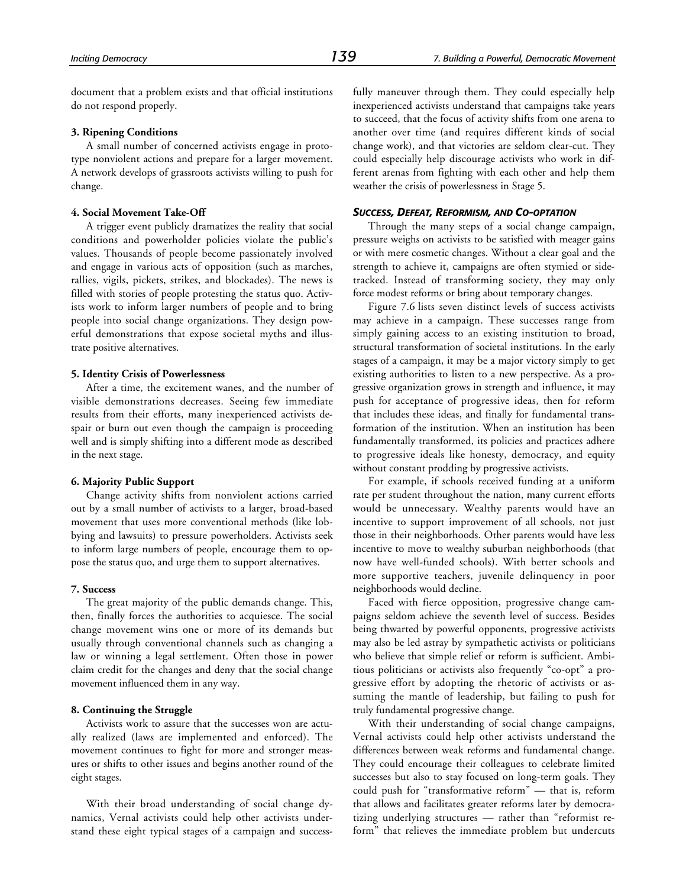document that a problem exists and that official institutions do not respond properly.

**3. Ripening Conditions**

A small number of concerned activists engage in prototype nonviolent actions and prepare for a larger movement. A network develops of grassroots activists willing to push for change.

**4. Social Movement Take-Off**

A trigger event publicly dramatizes the reality that social conditions and powerholder policies violate the public's values. Thousands of people become passionately involved and engage in various acts of opposition (such as marches, rallies, vigils, pickets, strikes, and blockades). The news is filled with stories of people protesting the status quo. Activists work to inform larger numbers of people and to bring people into social change organizations. They design powerful demonstrations that expose societal myths and illustrate positive alternatives.

**5. Identity Crisis of Powerlessness**

After a time, the excitement wanes, and the number of visible demonstrations decreases. Seeing few immediate results from their efforts, many inexperienced activists despair or burn out even though the campaign is proceeding well and is simply shifting into a different mode as described in the next stage.

**6. Majority Public Support**

Change activity shifts from nonviolent actions carried out by a small number of activists to a larger, broad-based movement that uses more conventional methods (like lobbying and lawsuits) to pressure powerholders. Activists seek to inform large numbers of people, encourage them to oppose the status quo, and urge them to support alternatives.

**7. Success**

The great majority of the public demands change. This, then, finally forces the authorities to acquiesce. The social change movement wins one or more of its demands but usually through conventional channels such as changing a law or winning a legal settlement. Often those in power claim credit for the changes and deny that the social change movement influenced them in any way.

**8. Continuing the Struggle**

Activists work to assure that the successes won are actually realized (laws are implemented and enforced). The movement continues to fight for more and stronger measures or shifts to other issues and begins another round of the eight stages.

With their broad understanding of social change dynamics, Vernal activists could help other activists understand these eight typical stages of a campaign and successfully maneuver through them. They could especially help inexperienced activists understand that campaigns take years to succeed, that the focus of activity shifts from one arena to another over time (and requires different kinds of social change work), and that victories are seldom clear-cut. They could especially help discourage activists who work in different arenas from fighting with each other and help them weather the crisis of powerlessness in Stage 5.

### *Success, Defeat, Reformism, and Co-optation*

Through the many steps of a social change campaign, pressure weighs on activists to be satisfied with meager gains or with mere cosmetic changes. Without a clear goal and the strength to achieve it, campaigns are often stymied or sidetracked. Instead of transforming society, they may only force modest reforms or bring about temporary changes.

Figure 7.6 lists seven distinct levels of success activists may achieve in a campaign. These successes range from simply gaining access to an existing institution to broad, structural transformation of societal institutions. In the early stages of a campaign, it may be a major victory simply to get existing authorities to listen to a new perspective. As a progressive organization grows in strength and influence, it may push for acceptance of progressive ideas, then for reform that includes these ideas, and finally for fundamental transformation of the institution. When an institution has been fundamentally transformed, its policies and practices adhere to progressive ideals like honesty, democracy, and equity without constant prodding by progressive activists.

For example, if schools received funding at a uniform rate per student throughout the nation, many current efforts would be unnecessary. Wealthy parents would have an incentive to support improvement of all schools, not just those in their neighborhoods. Other parents would have less incentive to move to wealthy suburban neighborhoods (that now have well-funded schools). With better schools and more supportive teachers, juvenile delinquency in poor neighborhoods would decline.

Faced with fierce opposition, progressive change campaigns seldom achieve the seventh level of success. Besides being thwarted by powerful opponents, progressive activists may also be led astray by sympathetic activists or politicians who believe that simple relief or reform is sufficient. Ambitious politicians or activists also frequently "co-opt" a progressive effort by adopting the rhetoric of activists or assuming the mantle of leadership, but failing to push for truly fundamental progressive change.

With their understanding of social change campaigns, Vernal activists could help other activists understand the differences between weak reforms and fundamental change. They could encourage their colleagues to celebrate limited successes but also to stay focused on long-term goals. They could push for "transformative reform" — that is, reform that allows and facilitates greater reforms later by democratizing underlying structures — rather than "reformist reform" that relieves the immediate problem but undercuts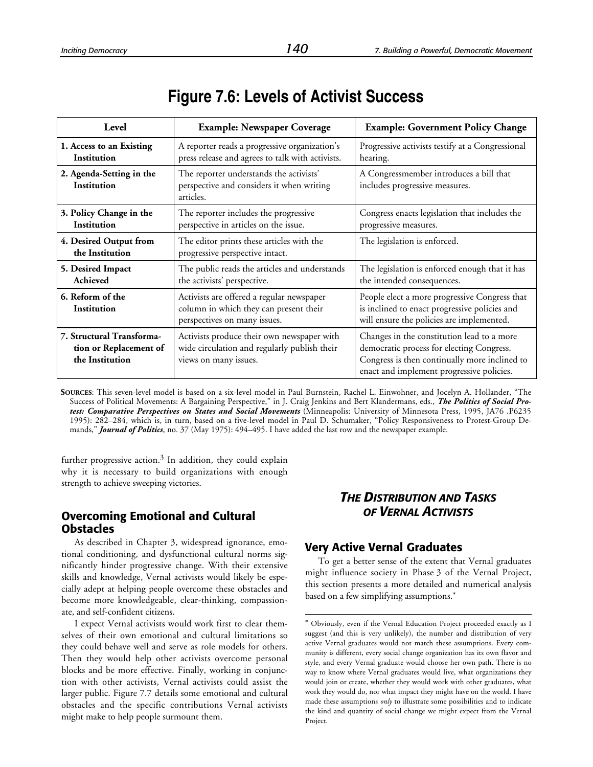# Figure 7.6: Levels of Activist Success

| Level | Example: Newspaper Coverage | Example: Government Policy Change |
|---|---|---|
| **1. Access to an Existing Institution** | A reporter reads a progressive organization's press release and agrees to talk with activists. | Progressive activists testify at a Congressional hearing. |
| **2. Agenda-Setting in the Institution** | The reporter understands the activists' perspective and considers it when writing articles. | A Congressmember introduces a bill that includes progressive measures. |
| **3. Policy Change in the Institution** | The reporter includes the progressive perspective in articles on the issue. | Congress enacts legislation that includes the progressive measures. |
| **4. Desired Output from the Institution** | The editor prints these articles with the progressive perspective intact. | The legislation is enforced. |
| **5. Desired Impact Achieved** | The public reads the articles and understands the activists' perspective. | The legislation is enforced enough that it has the intended consequences. |
| **6. Reform of the Institution** | Activists are offered a regular newspaper column in which they can present their perspectives on many issues. | People elect a more progressive Congress that is inclined to enact progressive policies and will ensure the policies are implemented. |
| **7. Structural Transformation or Replacement of the Institution** | Activists produce their own newspaper with wide circulation and regularly publish their views on many issues. | Changes in the constitution lead to a more democratic process for electing Congress. Congress is then continually more inclined to enact and implement progressive policies. |

**SOURCES**: This seven-level model is based on a six-level model in Paul Burnstein, Rachel L. Einwohner, and Jocelyn A. Hollander, "The Success of Political Movements: A Bargaining Perspective," in J. Craig Jenkins and Bert Klandermans, eds., ***The Politics of Social Protest: Comparative Perspectives on States and Social Movements*** (Minneapolis: University of Minnesota Press, 1995, JA76 .P6235 1995): 282–284, which is, in turn, based on a five-level model in Paul D. Schumaker, "Policy Responsiveness to Protest-Group Demands," ***Journal of Politics***, no. 37 (May 1975): 494–495. I have added the last row and the newspaper example.

further progressive action.[3] In addition, they could explain why it is necessary to build organizations with enough strength to achieve sweeping victories.

## Overcoming Emotional and Cultural Obstacles

As described in Chapter 3, widespread ignorance, emotional conditioning, and dysfunctional cultural norms significantly hinder progressive change. With their extensive skills and knowledge, Vernal activists would likely be especially adept at helping people overcome these obstacles and become more knowledgeable, clear-thinking, compassionate, and self-confident citizens.

I expect Vernal activists would work first to clear themselves of their own emotional and cultural limitations so they could behave well and serve as role models for others. Then they would help other activists overcome personal blocks and be more effective. Finally, working in conjunction with other activists, Vernal activists could assist the larger public. Figure 7.7 details some emotional and cultural obstacles and the specific contributions Vernal activists might make to help people surmount them.

# *THE DISTRIBUTION AND TASKS OF VERNAL ACTIVISTS*

## Very Active Vernal Graduates

To get a better sense of the extent that Vernal graduates might influence society in Phase 3 of the Vernal Project, this section presents a more detailed and numerical analysis based on a few simplifying assumptions.*

\* Obviously, even if the Vernal Education Project proceeded exactly as I suggest (and this is very unlikely), the number and distribution of very active Vernal graduates would not match these assumptions. Every community is different, every social change organization has its own flavor and style, and every Vernal graduate would choose her own path. There is no way to know where Vernal graduates would live, what organizations they would join or create, whether they would work with other graduates, what work they would do, nor what impact they might have on the world. I have made these assumptions *only* to illustrate some possibilities and to indicate the kind and quantity of social change we might expect from the Vernal Project.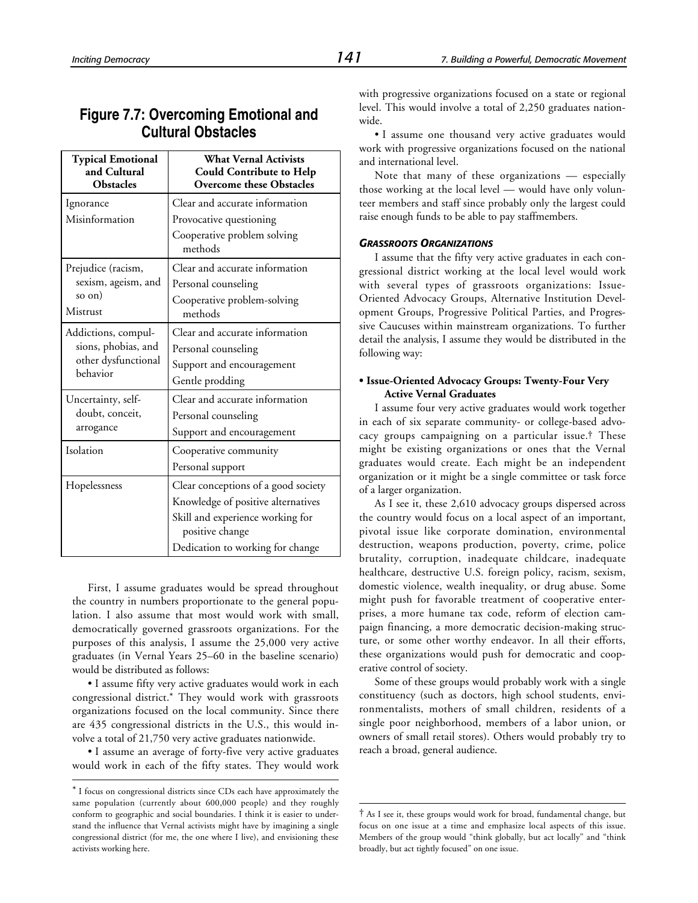## Figure 7.7: Overcoming Emotional and Cultural Obstacles

| Typical Emotional and Cultural Obstacles | What Vernal Activists Could Contribute to Help Overcome these Obstacles |
|---|---|
| Ignorance<br>Misinformation | Clear and accurate information<br>Provocative questioning<br>Cooperative problem solving methods |
| Prejudice (racism, sexism, ageism, and so on)<br>Mistrust | Clear and accurate information<br>Personal counseling<br>Cooperative problem-solving methods |
| Addictions, compulsions, phobias, and other dysfunctional behavior | Clear and accurate information<br>Personal counseling<br>Support and encouragement<br>Gentle prodding |
| Uncertainty, self-doubt, conceit, arrogance | Clear and accurate information<br>Personal counseling<br>Support and encouragement |
| Isolation | Cooperative community<br>Personal support |
| Hopelessness | Clear conceptions of a good society<br>Knowledge of positive alternatives<br>Skill and experience working for positive change<br>Dedication to working for change |

First, I assume graduates would be spread throughout the country in numbers proportionate to the general population. I also assume that most would work with small, democratically governed grassroots organizations. For the purposes of this analysis, I assume the 25,000 very active graduates (in Vernal Years 25–60 in the baseline scenario) would be distributed as follows:

- I assume fifty very active graduates would work in each congressional district.* They would work with grassroots organizations focused on the local community. Since there are 435 congressional districts in the U.S., this would involve a total of 21,750 very active graduates nationwide.
- I assume an average of forty-five very active graduates would work in each of the fifty states. They would work with progressive organizations focused on a state or regional level. This would involve a total of 2,250 graduates nationwide.
- I assume one thousand very active graduates would work with progressive organizations focused on the national and international level.

Note that many of these organizations — especially those working at the local level — would have only volunteer members and staff since probably only the largest could raise enough funds to be able to pay staffmembers.

### *Grassroots Organizations*

I assume that the fifty very active graduates in each congressional district working at the local level would work with several types of grassroots organizations: Issue-Oriented Advocacy Groups, Alternative Institution Development Groups, Progressive Political Parties, and Progressive Caucuses within mainstream organizations. To further detail the analysis, I assume they would be distributed in the following way:

**• Issue-Oriented Advocacy Groups: Twenty-Four Very Active Vernal Graduates**

I assume four very active graduates would work together in each of six separate community- or college-based advocacy groups campaigning on a particular issue.† These might be existing organizations or ones that the Vernal graduates would create. Each might be an independent organization or it might be a single committee or task force of a larger organization.

As I see it, these 2,610 advocacy groups dispersed across the country would focus on a local aspect of an important, pivotal issue like corporate domination, environmental destruction, weapons production, poverty, crime, police brutality, corruption, inadequate childcare, inadequate healthcare, destructive U.S. foreign policy, racism, sexism, domestic violence, wealth inequality, or drug abuse. Some might push for favorable treatment of cooperative enterprises, a more humane tax code, reform of election campaign financing, a more democratic decision-making structure, or some other worthy endeavor. In all their efforts, these organizations would push for democratic and cooperative control of society.

Some of these groups would probably work with a single constituency (such as doctors, high school students, environmentalists, mothers of small children, residents of a single poor neighborhood, members of a labor union, or owners of small retail stores). Others would probably try to reach a broad, general audience.

---

* I focus on congressional districts since CDs each have approximately the same population (currently about 600,000 people) and they roughly conform to geographic and social boundaries. I think it is easier to understand the influence that Vernal activists might have by imagining a single congressional district (for me, the one where I live), and envisioning these activists working here.

† As I see it, these groups would work for broad, fundamental change, but focus on one issue at a time and emphasize local aspects of this issue. Members of the group would "think globally, but act locally" and "think broadly, but act tightly focused" on one issue.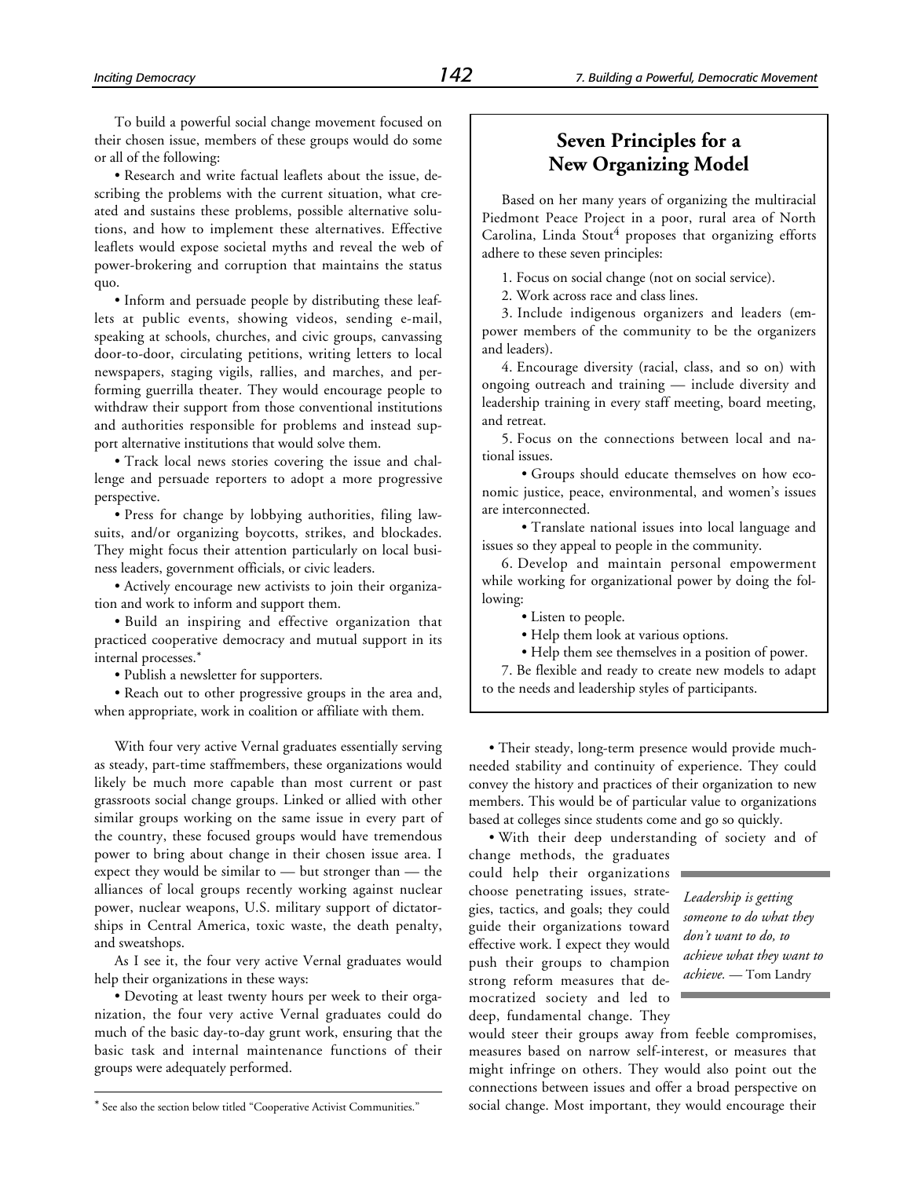To build a powerful social change movement focused on their chosen issue, members of these groups would do some or all of the following:

• Research and write factual leaflets about the issue, describing the problems with the current situation, what created and sustains these problems, possible alternative solutions, and how to implement these alternatives. Effective leaflets would expose societal myths and reveal the web of power-brokering and corruption that maintains the status quo.

• Inform and persuade people by distributing these leaflets at public events, showing videos, sending e-mail, speaking at schools, churches, and civic groups, canvassing door-to-door, circulating petitions, writing letters to local newspapers, staging vigils, rallies, and marches, and performing guerrilla theater. They would encourage people to withdraw their support from those conventional institutions and authorities responsible for problems and instead support alternative institutions that would solve them.

• Track local news stories covering the issue and challenge and persuade reporters to adopt a more progressive perspective.

• Press for change by lobbying authorities, filing lawsuits, and/or organizing boycotts, strikes, and blockades. They might focus their attention particularly on local business leaders, government officials, or civic leaders.

• Actively encourage new activists to join their organization and work to inform and support them.

• Build an inspiring and effective organization that practiced cooperative democracy and mutual support in its internal processes.*

• Publish a newsletter for supporters.

• Reach out to other progressive groups in the area and, when appropriate, work in coalition or affiliate with them.

With four very active Vernal graduates essentially serving as steady, part-time staffmembers, these organizations would likely be much more capable than most current or past grassroots social change groups. Linked or allied with other similar groups working on the same issue in every part of the country, these focused groups would have tremendous power to bring about change in their chosen issue area. I expect they would be similar to — but stronger than — the alliances of local groups recently working against nuclear power, nuclear weapons, U.S. military support of dictatorships in Central America, toxic waste, the death penalty, and sweatshops.

As I see it, the four very active Vernal graduates would help their organizations in these ways:

• Devoting at least twenty hours per week to their organization, the four very active Vernal graduates could do much of the basic day-to-day grunt work, ensuring that the basic task and internal maintenance functions of their groups were adequately performed.

* See also the section below titled "Cooperative Activist Communities."

## Seven Principles for a New Organizing Model

Based on her many years of organizing the multiracial Piedmont Peace Project in a poor, rural area of North Carolina, Linda Stout[4] proposes that organizing efforts adhere to these seven principles:

1. Focus on social change (not on social service).
2. Work across race and class lines.
3. Include indigenous organizers and leaders (empower members of the community to be the organizers and leaders).
4. Encourage diversity (racial, class, and so on) with ongoing outreach and training — include diversity and leadership training in every staff meeting, board meeting, and retreat.
5. Focus on the connections between local and national issues.
   - Groups should educate themselves on how economic justice, peace, environmental, and women's issues are interconnected.
   - Translate national issues into local language and issues so they appeal to people in the community.
6. Develop and maintain personal empowerment while working for organizational power by doing the following:
   - Listen to people.
   - Help them look at various options.
   - Help them see themselves in a position of power.
7. Be flexible and ready to create new models to adapt to the needs and leadership styles of participants.

• Their steady, long-term presence would provide much-needed stability and continuity of experience. They could convey the history and practices of their organization to new members. This would be of particular value to organizations based at colleges since students come and go so quickly.

• With their deep understanding of society and of change methods, the graduates could help their organizations choose penetrating issues, strategies, tactics, and goals; they could guide their organizations toward effective work. I expect they would push their groups to champion strong reform measures that democratized society and led to deep, fundamental change. They would steer their groups away from feeble compromises, measures based on narrow self-interest, or measures that might infringe on others. They would also point out the connections between issues and offer a broad perspective on social change. Most important, they would encourage their

*Leadership is getting someone to do what they don't want to do, to achieve what they want to achieve.* — Tom Landry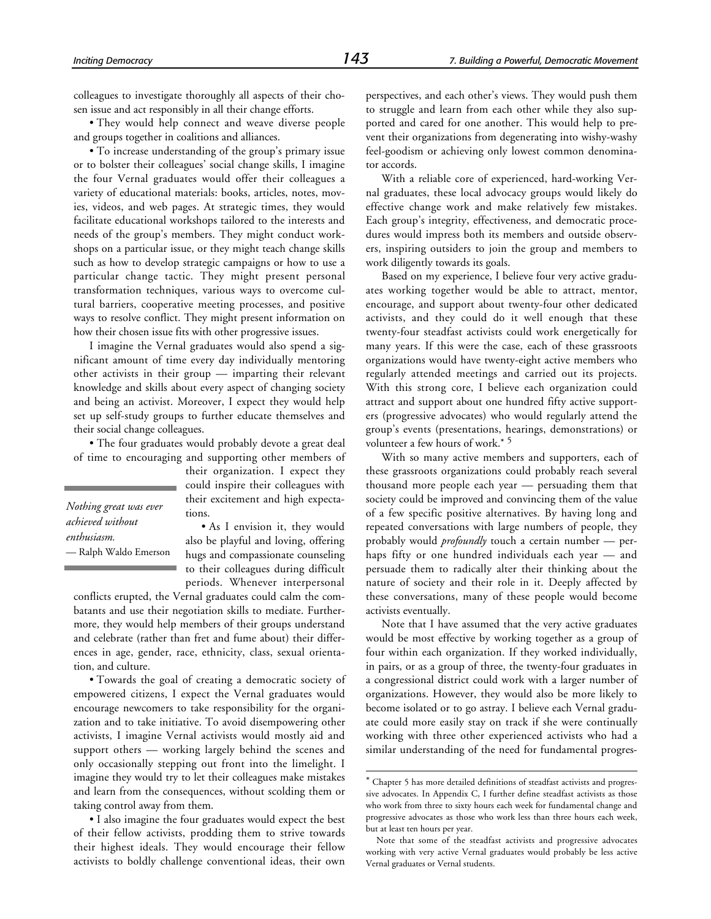colleagues to investigate thoroughly all aspects of their chosen issue and act responsibly in all their change efforts.

• They would help connect and weave diverse people and groups together in coalitions and alliances.

• To increase understanding of the group's primary issue or to bolster their colleagues' social change skills, I imagine the four Vernal graduates would offer their colleagues a variety of educational materials: books, articles, notes, movies, videos, and web pages. At strategic times, they would facilitate educational workshops tailored to the interests and needs of the group's members. They might conduct workshops on a particular issue, or they might teach change skills such as how to develop strategic campaigns or how to use a particular change tactic. They might present personal transformation techniques, various ways to overcome cultural barriers, cooperative meeting processes, and positive ways to resolve conflict. They might present information on how their chosen issue fits with other progressive issues.

I imagine the Vernal graduates would also spend a significant amount of time every day individually mentoring other activists in their group — imparting their relevant knowledge and skills about every aspect of changing society and being an activist. Moreover, I expect they would help set up self-study groups to further educate themselves and their social change colleagues.

• The four graduates would probably devote a great deal of time to encouraging and supporting other members of their organization. I expect they could inspire their colleagues with their excitement and high expectations.

> *Nothing great was ever achieved without enthusiasm.*
> — Ralph Waldo Emerson

• As I envision it, they would also be playful and loving, offering hugs and compassionate counseling to their colleagues during difficult periods. Whenever interpersonal conflicts erupted, the Vernal graduates could calm the combatants and use their negotiation skills to mediate. Furthermore, they would help members of their groups understand and celebrate (rather than fret and fume about) their differences in age, gender, race, ethnicity, class, sexual orientation, and culture.

• Towards the goal of creating a democratic society of empowered citizens, I expect the Vernal graduates would encourage newcomers to take responsibility for the organization and to take initiative. To avoid disempowering other activists, I imagine Vernal activists would mostly aid and support others — working largely behind the scenes and only occasionally stepping out front into the limelight. I imagine they would try to let their colleagues make mistakes and learn from the consequences, without scolding them or taking control away from them.

• I also imagine the four graduates would expect the best of their fellow activists, prodding them to strive towards their highest ideals. They would encourage their fellow activists to boldly challenge conventional ideas, their own perspectives, and each other's views. They would push them to struggle and learn from each other while they also supported and cared for one another. This would help to prevent their organizations from degenerating into wishy-washy feel-goodism or achieving only lowest common denominator accords.

With a reliable core of experienced, hard-working Vernal graduates, these local advocacy groups would likely do effective change work and make relatively few mistakes. Each group's integrity, effectiveness, and democratic procedures would impress both its members and outside observers, inspiring outsiders to join the group and members to work diligently towards its goals.

Based on my experience, I believe four very active graduates working together would be able to attract, mentor, encourage, and support about twenty-four other dedicated activists, and they could do it well enough that these twenty-four steadfast activists could work energetically for many years. If this were the case, each of these grassroots organizations would have twenty-eight active members who regularly attended meetings and carried out its projects. With this strong core, I believe each organization could attract and support about one hundred fifty active supporters (progressive advocates) who would regularly attend the group's events (presentations, hearings, demonstrations) or volunteer a few hours of work.* [5]

With so many active members and supporters, each of these grassroots organizations could probably reach several thousand more people each year — persuading them that society could be improved and convincing them of the value of a few specific positive alternatives. By having long and repeated conversations with large numbers of people, they probably would *profoundly* touch a certain number — perhaps fifty or one hundred individuals each year — and persuade them to radically alter their thinking about the nature of society and their role in it. Deeply affected by these conversations, many of these people would become activists eventually.

Note that I have assumed that the very active graduates would be most effective by working together as a group of four within each organization. If they worked individually, in pairs, or as a group of three, the twenty-four graduates in a congressional district could work with a larger number of organizations. However, they would also be more likely to become isolated or to go astray. I believe each Vernal graduate could more easily stay on track if she were continually working with three other experienced activists who had a similar understanding of the need for fundamental progres-

---

* Chapter 5 has more detailed definitions of steadfast activists and progressive advocates. In Appendix C, I further define steadfast activists as those who work from three to sixty hours each week for fundamental change and progressive advocates as those who work less than three hours each week, but at least ten hours per year.

Note that some of the steadfast activists and progressive advocates working with very active Vernal graduates would probably be less active Vernal graduates or Vernal students.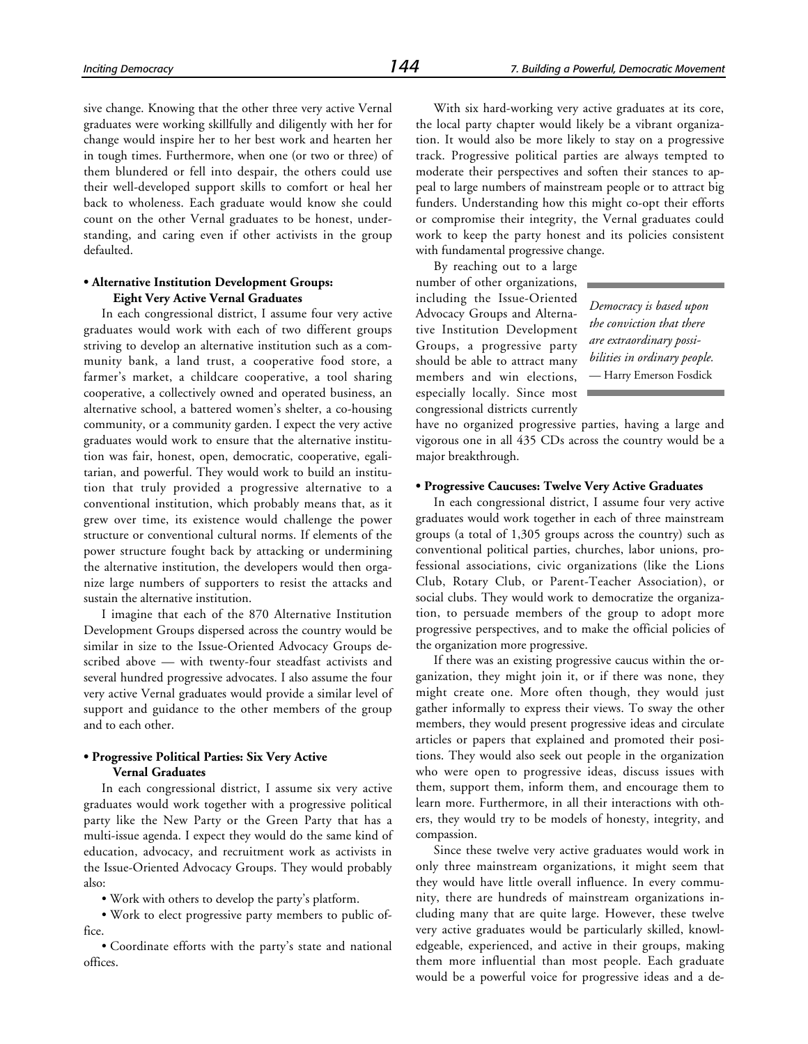sive change. Knowing that the other three very active Vernal graduates were working skillfully and diligently with her for change would inspire her to her best work and hearten her in tough times. Furthermore, when one (or two or three) of them blundered or fell into despair, the others could use their well-developed support skills to comfort or heal her back to wholeness. Each graduate would know she could count on the other Vernal graduates to be honest, understanding, and caring even if other activists in the group defaulted.

**• Alternative Institution Development Groups: Eight Very Active Vernal Graduates**

In each congressional district, I assume four very active graduates would work with each of two different groups striving to develop an alternative institution such as a community bank, a land trust, a cooperative food store, a farmer's market, a childcare cooperative, a tool sharing cooperative, a collectively owned and operated business, an alternative school, a battered women's shelter, a co-housing community, or a community garden. I expect the very active graduates would work to ensure that the alternative institution was fair, honest, open, democratic, cooperative, egalitarian, and powerful. They would work to build an institution that truly provided a progressive alternative to a conventional institution, which probably means that, as it grew over time, its existence would challenge the power structure or conventional cultural norms. If elements of the power structure fought back by attacking or undermining the alternative institution, the developers would then organize large numbers of supporters to resist the attacks and sustain the alternative institution.

I imagine that each of the 870 Alternative Institution Development Groups dispersed across the country would be similar in size to the Issue-Oriented Advocacy Groups described above — with twenty-four steadfast activists and several hundred progressive advocates. I also assume the four very active Vernal graduates would provide a similar level of support and guidance to the other members of the group and to each other.

**• Progressive Political Parties: Six Very Active Vernal Graduates**

In each congressional district, I assume six very active graduates would work together with a progressive political party like the New Party or the Green Party that has a multi-issue agenda. I expect they would do the same kind of education, advocacy, and recruitment work as activists in the Issue-Oriented Advocacy Groups. They would probably also:

• Work with others to develop the party's platform.

• Work to elect progressive party members to public office.

• Coordinate efforts with the party's state and national offices.

With six hard-working very active graduates at its core, the local party chapter would likely be a vibrant organization. It would also be more likely to stay on a progressive track. Progressive political parties are always tempted to moderate their perspectives and soften their stances to appeal to large numbers of mainstream people or to attract big funders. Understanding how this might co-opt their efforts or compromise their integrity, the Vernal graduates could work to keep the party honest and its policies consistent with fundamental progressive change.

By reaching out to a large number of other organizations, including the Issue-Oriented Advocacy Groups and Alternative Institution Development Groups, a progressive party should be able to attract many members and win elections, especially locally. Since most congressional districts currently have no organized progressive parties, having a large and vigorous one in all 435 CDs across the country would be a major breakthrough.

> *Democracy is based upon the conviction that there are extraordinary possibilities in ordinary people.*
> — Harry Emerson Fosdick

**• Progressive Caucuses: Twelve Very Active Graduates**

In each congressional district, I assume four very active graduates would work together in each of three mainstream groups (a total of 1,305 groups across the country) such as conventional political parties, churches, labor unions, professional associations, civic organizations (like the Lions Club, Rotary Club, or Parent-Teacher Association), or social clubs. They would work to democratize the organization, to persuade members of the group to adopt more progressive perspectives, and to make the official policies of the organization more progressive.

If there was an existing progressive caucus within the organization, they might join it, or if there was none, they might create one. More often though, they would just gather informally to express their views. To sway the other members, they would present progressive ideas and circulate articles or papers that explained and promoted their positions. They would also seek out people in the organization who were open to progressive ideas, discuss issues with them, support them, inform them, and encourage them to learn more. Furthermore, in all their interactions with others, they would try to be models of honesty, integrity, and compassion.

Since these twelve very active graduates would work in only three mainstream organizations, it might seem that they would have little overall influence. In every community, there are hundreds of mainstream organizations including many that are quite large. However, these twelve very active graduates would be particularly skilled, knowledgeable, experienced, and active in their groups, making them more influential than most people. Each graduate would be a powerful voice for progressive ideas and a de-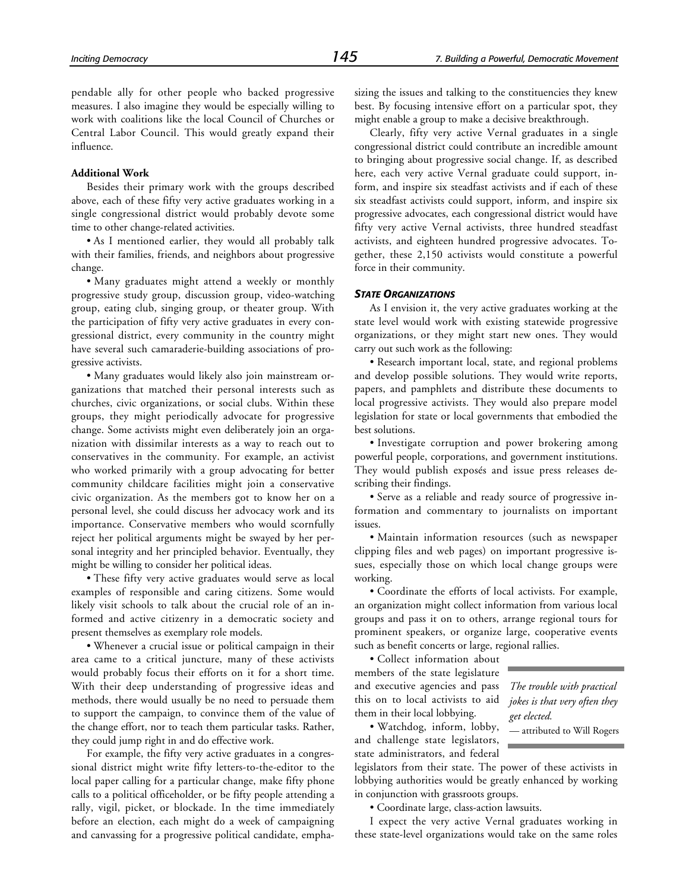pendable ally for other people who backed progressive measures. I also imagine they would be especially willing to work with coalitions like the local Council of Churches or Central Labor Council. This would greatly expand their influence.

**Additional Work**

Besides their primary work with the groups described above, each of these fifty very active graduates working in a single congressional district would probably devote some time to other change-related activities.

- As I mentioned earlier, they would all probably talk with their families, friends, and neighbors about progressive change.
- Many graduates might attend a weekly or monthly progressive study group, discussion group, video-watching group, eating club, singing group, or theater group. With the participation of fifty very active graduates in every congressional district, every community in the country might have several such camaraderie-building associations of progressive activists.
- Many graduates would likely also join mainstream organizations that matched their personal interests such as churches, civic organizations, or social clubs. Within these groups, they might periodically advocate for progressive change. Some activists might even deliberately join an organization with dissimilar interests as a way to reach out to conservatives in the community. For example, an activist who worked primarily with a group advocating for better community childcare facilities might join a conservative civic organization. As the members got to know her on a personal level, she could discuss her advocacy work and its importance. Conservative members who would scornfully reject her political arguments might be swayed by her personal integrity and her principled behavior. Eventually, they might be willing to consider her political ideas.
- These fifty very active graduates would serve as local examples of responsible and caring citizens. Some would likely visit schools to talk about the crucial role of an informed and active citizenry in a democratic society and present themselves as exemplary role models.
- Whenever a crucial issue or political campaign in their area came to a critical juncture, many of these activists would probably focus their efforts on it for a short time. With their deep understanding of progressive ideas and methods, there would usually be no need to persuade them to support the campaign, to convince them of the value of the change effort, nor to teach them particular tasks. Rather, they could jump right in and do effective work.

For example, the fifty very active graduates in a congressional district might write fifty letters-to-the-editor to the local paper calling for a particular change, make fifty phone calls to a political officeholder, or be fifty people attending a rally, vigil, picket, or blockade. In the time immediately before an election, each might do a week of campaigning and canvassing for a progressive political candidate, emphasizing the issues and talking to the constituencies they knew best. By focusing intensive effort on a particular spot, they might enable a group to make a decisive breakthrough.

Clearly, fifty very active Vernal graduates in a single congressional district could contribute an incredible amount to bringing about progressive social change. If, as described here, each very active Vernal graduate could support, inform, and inspire six steadfast activists and if each of these six steadfast activists could support, inform, and inspire six progressive advocates, each congressional district would have fifty very active Vernal activists, three hundred steadfast activists, and eighteen hundred progressive advocates. Together, these 2,150 activists would constitute a powerful force in their community.

### *STATE ORGANIZATIONS*

As I envision it, the very active graduates working at the state level would work with existing statewide progressive organizations, or they might start new ones. They would carry out such work as the following:

- Research important local, state, and regional problems and develop possible solutions. They would write reports, papers, and pamphlets and distribute these documents to local progressive activists. They would also prepare model legislation for state or local governments that embodied the best solutions.
- Investigate corruption and power brokering among powerful people, corporations, and government institutions. They would publish exposés and issue press releases describing their findings.
- Serve as a reliable and ready source of progressive information and commentary to journalists on important issues.
- Maintain information resources (such as newspaper clipping files and web pages) on important progressive issues, especially those on which local change groups were working.
- Coordinate the efforts of local activists. For example, an organization might collect information from various local groups and pass it on to others, arrange regional tours for prominent speakers, or organize large, cooperative events such as benefit concerts or large, regional rallies.
- Collect information about members of the state legislature and executive agencies and pass this on to local activists to aid them in their local lobbying.
- Watchdog, inform, lobby, and challenge state legislators, state administrators, and federal legislators from their state. The power of these activists in lobbying authorities would be greatly enhanced by working in conjunction with grassroots groups.
- Coordinate large, class-action lawsuits.

> *The trouble with practical jokes is that very often they get elected.*
>
> — attributed to Will Rogers

I expect the very active Vernal graduates working in these state-level organizations would take on the same roles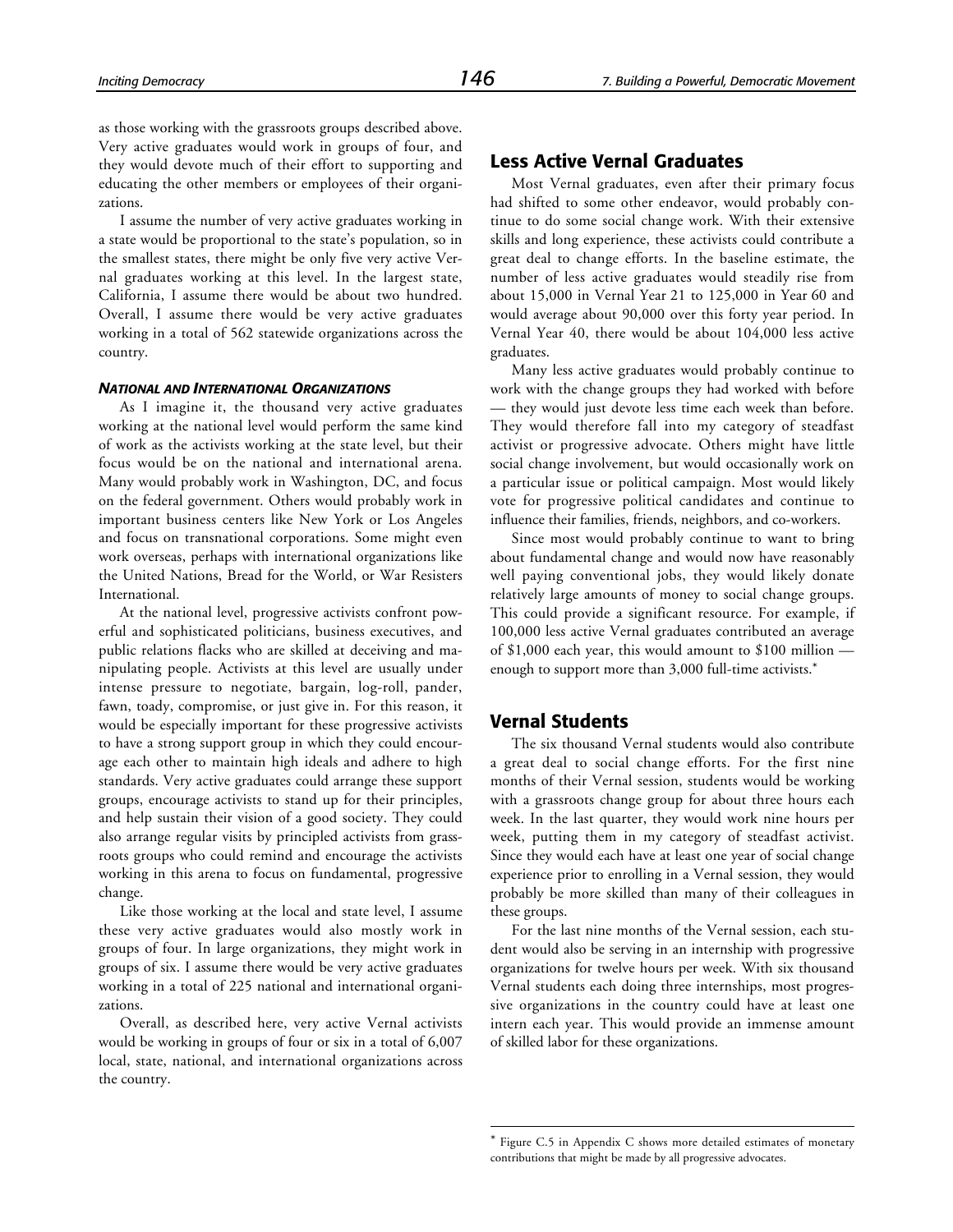as those working with the grassroots groups described above. Very active graduates would work in groups of four, and they would devote much of their effort to supporting and educating the other members or employees of their organizations.

I assume the number of very active graduates working in a state would be proportional to the state's population, so in the smallest states, there might be only five very active Vernal graduates working at this level. In the largest state, California, I assume there would be about two hundred. Overall, I assume there would be very active graduates working in a total of 562 statewide organizations across the country.

#### *NATIONAL AND INTERNATIONAL ORGANIZATIONS*

As I imagine it, the thousand very active graduates working at the national level would perform the same kind of work as the activists working at the state level, but their focus would be on the national and international arena. Many would probably work in Washington, DC, and focus on the federal government. Others would probably work in important business centers like New York or Los Angeles and focus on transnational corporations. Some might even work overseas, perhaps with international organizations like the United Nations, Bread for the World, or War Resisters International.

At the national level, progressive activists confront powerful and sophisticated politicians, business executives, and public relations flacks who are skilled at deceiving and manipulating people. Activists at this level are usually under intense pressure to negotiate, bargain, log-roll, pander, fawn, toady, compromise, or just give in. For this reason, it would be especially important for these progressive activists to have a strong support group in which they could encourage each other to maintain high ideals and adhere to high standards. Very active graduates could arrange these support groups, encourage activists to stand up for their principles, and help sustain their vision of a good society. They could also arrange regular visits by principled activists from grassroots groups who could remind and encourage the activists working in this arena to focus on fundamental, progressive change.

Like those working at the local and state level, I assume these very active graduates would also mostly work in groups of four. In large organizations, they might work in groups of six. I assume there would be very active graduates working in a total of 225 national and international organizations.

Overall, as described here, very active Vernal activists would be working in groups of four or six in a total of 6,007 local, state, national, and international organizations across the country.

## Less Active Vernal Graduates

Most Vernal graduates, even after their primary focus had shifted to some other endeavor, would probably continue to do some social change work. With their extensive skills and long experience, these activists could contribute a great deal to change efforts. In the baseline estimate, the number of less active graduates would steadily rise from about 15,000 in Vernal Year 21 to 125,000 in Year 60 and would average about 90,000 over this forty year period. In Vernal Year 40, there would be about 104,000 less active graduates.

Many less active graduates would probably continue to work with the change groups they had worked with before — they would just devote less time each week than before. They would therefore fall into my category of steadfast activist or progressive advocate. Others might have little social change involvement, but would occasionally work on a particular issue or political campaign. Most would likely vote for progressive political candidates and continue to influence their families, friends, neighbors, and co-workers.

Since most would probably continue to want to bring about fundamental change and would now have reasonably well paying conventional jobs, they would likely donate relatively large amounts of money to social change groups. This could provide a significant resource. For example, if 100,000 less active Vernal graduates contributed an average of $1,000 each year, this would amount to $100 million — enough to support more than 3,000 full-time activists.*

## Vernal Students

The six thousand Vernal students would also contribute a great deal to social change efforts. For the first nine months of their Vernal session, students would be working with a grassroots change group for about three hours each week. In the last quarter, they would work nine hours per week, putting them in my category of steadfast activist. Since they would each have at least one year of social change experience prior to enrolling in a Vernal session, they would probably be more skilled than many of their colleagues in these groups.

For the last nine months of the Vernal session, each student would also be serving in an internship with progressive organizations for twelve hours per week. With six thousand Vernal students each doing three internships, most progressive organizations in the country could have at least one intern each year. This would provide an immense amount of skilled labor for these organizations.

---

* Figure C.5 in Appendix C shows more detailed estimates of monetary contributions that might be made by all progressive advocates.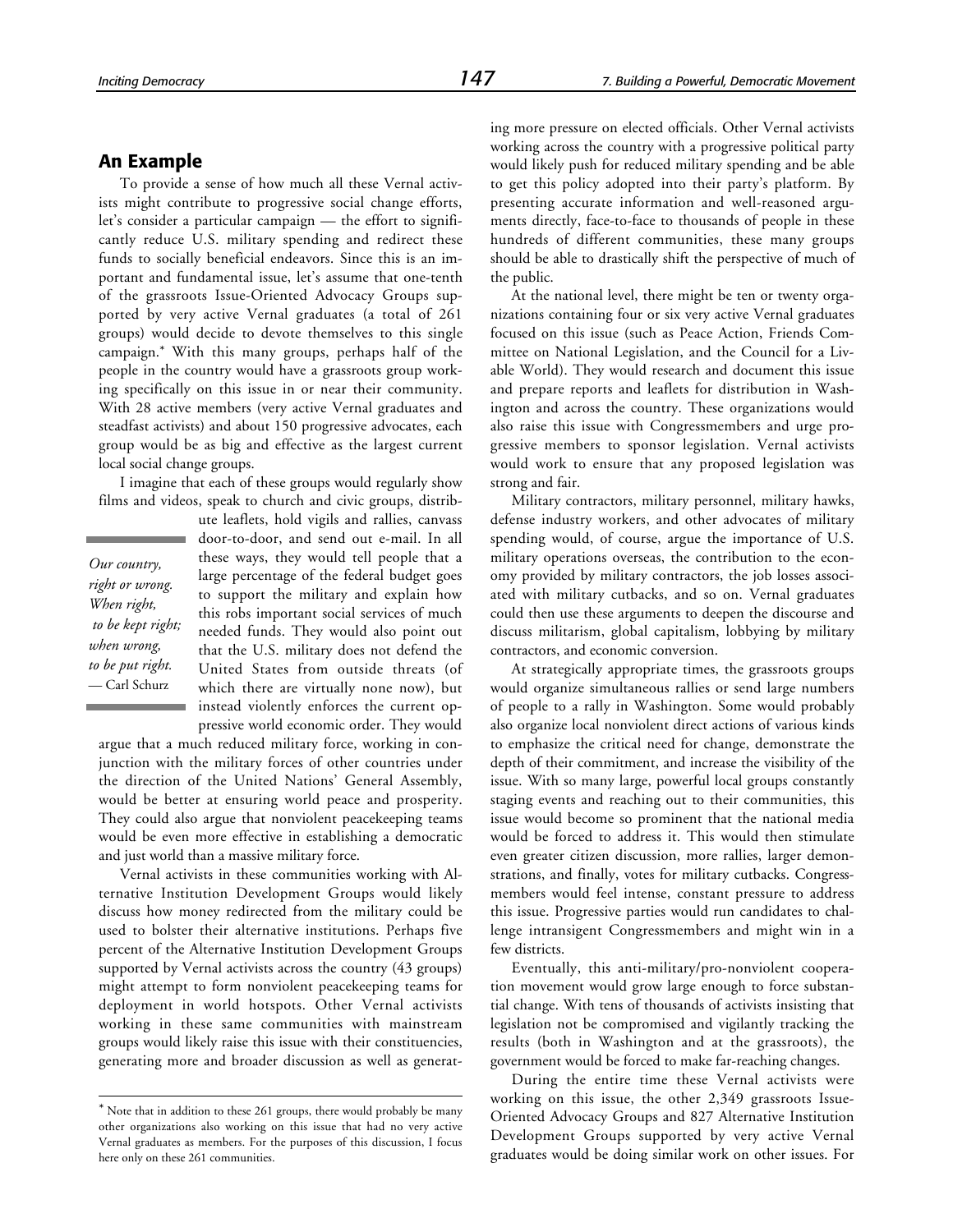## An Example

To provide a sense of how much all these Vernal activists might contribute to progressive social change efforts, let's consider a particular campaign — the effort to significantly reduce U.S. military spending and redirect these funds to socially beneficial endeavors. Since this is an important and fundamental issue, let's assume that one-tenth of the grassroots Issue-Oriented Advocacy Groups supported by very active Vernal graduates (a total of 261 groups) would decide to devote themselves to this single campaign.* With this many groups, perhaps half of the people in the country would have a grassroots group working specifically on this issue in or near their community. With 28 active members (very active Vernal graduates and steadfast activists) and about 150 progressive advocates, each group would be as big and effective as the largest current local social change groups.

I imagine that each of these groups would regularly show films and videos, speak to church and civic groups, distribute leaflets, hold vigils and rallies, canvass door-to-door, and send out e-mail. In all these ways, they would tell people that a large percentage of the federal budget goes to support the military and explain how this robs important social services of much needed funds. They would also point out that the U.S. military does not defend the United States from outside threats (of which there are virtually none now), but instead violently enforces the current oppressive world economic order. They would argue that a much reduced military force, working in conjunction with the military forces of other countries under the direction of the United Nations' General Assembly, would be better at ensuring world peace and prosperity. They could also argue that nonviolent peacekeeping teams would be even more effective in establishing a democratic and just world than a massive military force.

> *Our country, right or wrong. When right, to be kept right; when wrong, to be put right.*
> — Carl Schurz

Vernal activists in these communities working with Alternative Institution Development Groups would likely discuss how money redirected from the military could be used to bolster their alternative institutions. Perhaps five percent of the Alternative Institution Development Groups supported by Vernal activists across the country (43 groups) might attempt to form nonviolent peacekeeping teams for deployment in world hotspots. Other Vernal activists working in these same communities with mainstream groups would likely raise this issue with their constituencies, generating more and broader discussion as well as generating more pressure on elected officials. Other Vernal activists working across the country with a progressive political party would likely push for reduced military spending and be able to get this policy adopted into their party's platform. By presenting accurate information and well-reasoned arguments directly, face-to-face to thousands of people in these hundreds of different communities, these many groups should be able to drastically shift the perspective of much of the public.

At the national level, there might be ten or twenty organizations containing four or six very active Vernal graduates focused on this issue (such as Peace Action, Friends Committee on National Legislation, and the Council for a Livable World). They would research and document this issue and prepare reports and leaflets for distribution in Washington and across the country. These organizations would also raise this issue with Congressmembers and urge progressive members to sponsor legislation. Vernal activists would work to ensure that any proposed legislation was strong and fair.

Military contractors, military personnel, military hawks, defense industry workers, and other advocates of military spending would, of course, argue the importance of U.S. military operations overseas, the contribution to the economy provided by military contractors, the job losses associated with military cutbacks, and so on. Vernal graduates could then use these arguments to deepen the discourse and discuss militarism, global capitalism, lobbying by military contractors, and economic conversion.

At strategically appropriate times, the grassroots groups would organize simultaneous rallies or send large numbers of people to a rally in Washington. Some would probably also organize local nonviolent direct actions of various kinds to emphasize the critical need for change, demonstrate the depth of their commitment, and increase the visibility of the issue. With so many large, powerful local groups constantly staging events and reaching out to their communities, this issue would become so prominent that the national media would be forced to address it. This would then stimulate even greater citizen discussion, more rallies, larger demonstrations, and finally, votes for military cutbacks. Congressmembers would feel intense, constant pressure to address this issue. Progressive parties would run candidates to challenge intransigent Congressmembers and might win in a few districts.

Eventually, this anti-military/pro-nonviolent cooperation movement would grow large enough to force substantial change. With tens of thousands of activists insisting that legislation not be compromised and vigilantly tracking the results (both in Washington and at the grassroots), the government would be forced to make far-reaching changes.

During the entire time these Vernal activists were working on this issue, the other 2,349 grassroots Issue-Oriented Advocacy Groups and 827 Alternative Institution Development Groups supported by very active Vernal graduates would be doing similar work on other issues. For

---

* Note that in addition to these 261 groups, there would probably be many other organizations also working on this issue that had no very active Vernal graduates as members. For the purposes of this discussion, I focus here only on these 261 communities.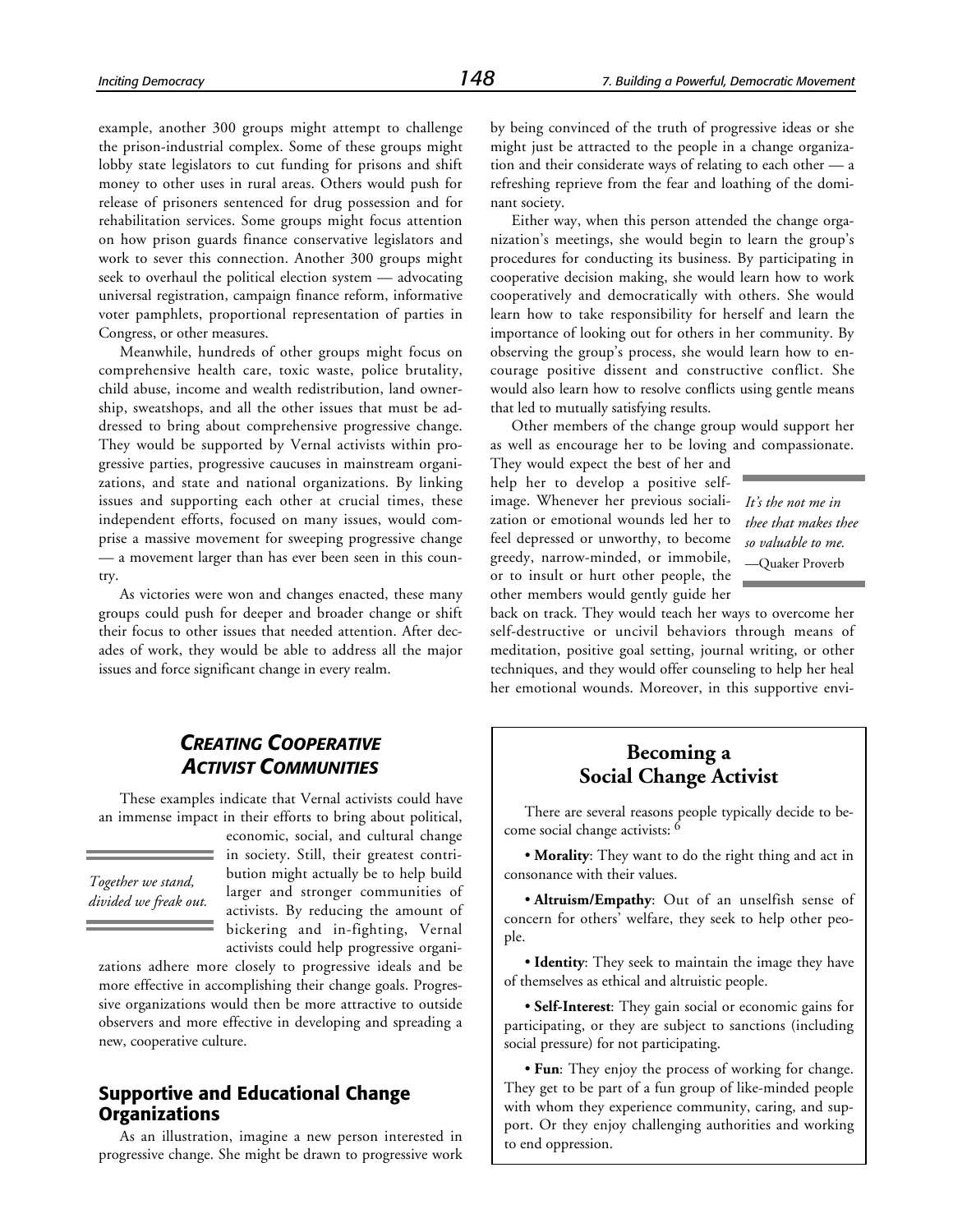example, another 300 groups might attempt to challenge the prison-industrial complex. Some of these groups might lobby state legislators to cut funding for prisons and shift money to other uses in rural areas. Others would push for release of prisoners sentenced for drug possession and for rehabilitation services. Some groups might focus attention on how prison guards finance conservative legislators and work to sever this connection. Another 300 groups might seek to overhaul the political election system — advocating universal registration, campaign finance reform, informative voter pamphlets, proportional representation of parties in Congress, or other measures.

Meanwhile, hundreds of other groups might focus on comprehensive health care, toxic waste, police brutality, child abuse, income and wealth redistribution, land ownership, sweatshops, and all the other issues that must be addressed to bring about comprehensive progressive change. They would be supported by Vernal activists within progressive parties, progressive caucuses in mainstream organizations, and state and national organizations. By linking issues and supporting each other at crucial times, these independent efforts, focused on many issues, would comprise a massive movement for sweeping progressive change — a movement larger than has ever been seen in this country.

As victories were won and changes enacted, these many groups could push for deeper and broader change or shift their focus to other issues that needed attention. After decades of work, they would be able to address all the major issues and force significant change in every realm.

## *Creating Cooperative Activist Communities*

These examples indicate that Vernal activists could have an immense impact in their efforts to bring about political, economic, social, and cultural change in society. Still, their greatest contribution might actually be to help build larger and stronger communities of activists. By reducing the amount of bickering and in-fighting, Vernal activists could help progressive organizations adhere more closely to progressive ideals and be more effective in accomplishing their change goals. Progressive organizations would then be more attractive to outside observers and more effective in developing and spreading a new, cooperative culture.

*Together we stand, divided we freak out.*

### Supportive and Educational Change Organizations

As an illustration, imagine a new person interested in progressive change. She might be drawn to progressive work by being convinced of the truth of progressive ideas or she might just be attracted to the people in a change organization and their considerate ways of relating to each other — a refreshing reprieve from the fear and loathing of the dominant society.

Either way, when this person attended the change organization's meetings, she would begin to learn the group's procedures for conducting its business. By participating in cooperative decision making, she would learn how to work cooperatively and democratically with others. She would learn how to take responsibility for herself and learn the importance of looking out for others in her community. By observing the group's process, she would learn how to encourage positive dissent and constructive conflict. She would also learn how to resolve conflicts using gentle means that led to mutually satisfying results.

Other members of the change group would support her as well as encourage her to be loving and compassionate. They would expect the best of her and help her to develop a positive self-image. Whenever her previous socialization or emotional wounds led her to feel depressed or unworthy, to become greedy, narrow-minded, or immobile, or to insult or hurt other people, the other members would gently guide her back on track. They would teach her ways to overcome her self-destructive or uncivil behaviors through means of meditation, positive goal setting, journal writing, or other techniques, and they would offer counseling to help her heal her emotional wounds. Moreover, in this supportive envi-

*It's the not me in thee that makes thee so valuable to me.*
—Quaker Proverb

> ## Becoming a Social Change Activist
>
> There are several reasons people typically decide to become social change activists: [6]
>
> • **Morality**: They want to do the right thing and act in consonance with their values.
>
> • **Altruism/Empathy**: Out of an unselfish sense of concern for others' welfare, they seek to help other people.
>
> • **Identity**: They seek to maintain the image they have of themselves as ethical and altruistic people.
>
> • **Self-Interest**: They gain social or economic gains for participating, or they are subject to sanctions (including social pressure) for not participating.
>
> • **Fun**: They enjoy the process of working for change. They get to be part of a fun group of like-minded people with whom they experience community, caring, and support. Or they enjoy challenging authorities and working to end oppression.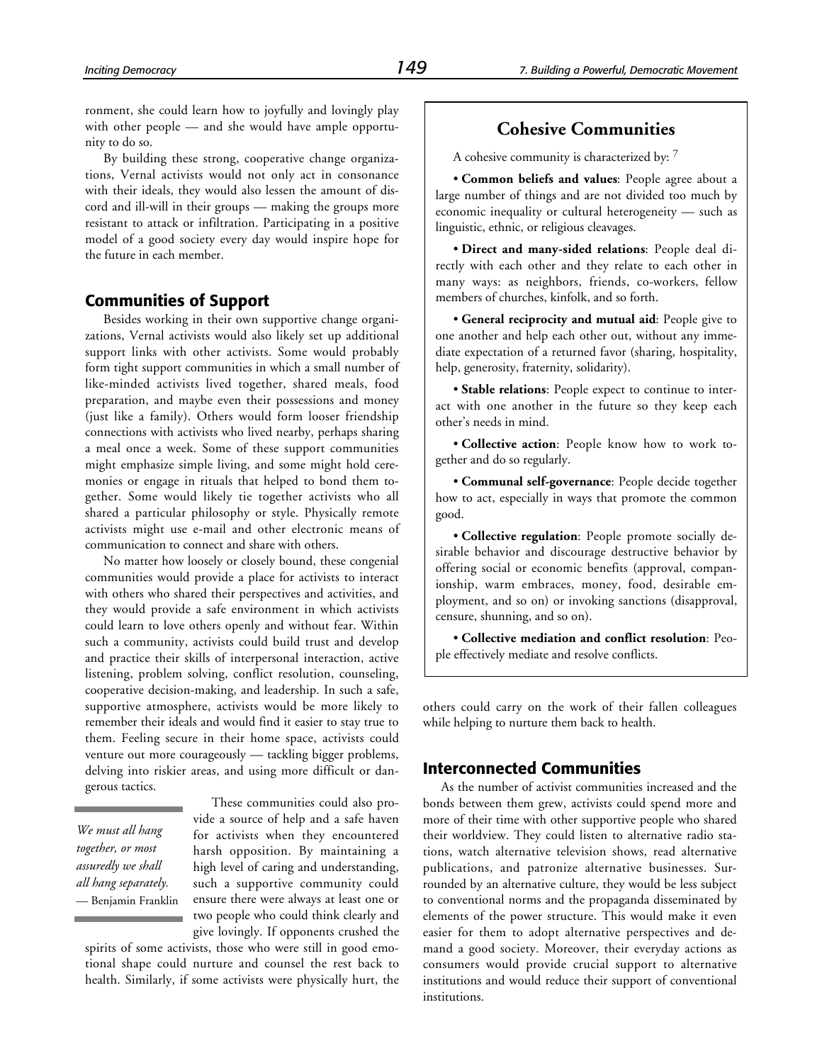ronment, she could learn how to joyfully and lovingly play with other people — and she would have ample opportunity to do so.

By building these strong, cooperative change organizations, Vernal activists would not only act in consonance with their ideals, they would also lessen the amount of discord and ill-will in their groups — making the groups more resistant to attack or infiltration. Participating in a positive model of a good society every day would inspire hope for the future in each member.

## Communities of Support

Besides working in their own supportive change organizations, Vernal activists would also likely set up additional support links with other activists. Some would probably form tight support communities in which a small number of like-minded activists lived together, shared meals, food preparation, and maybe even their possessions and money (just like a family). Others would form looser friendship connections with activists who lived nearby, perhaps sharing a meal once a week. Some of these support communities might emphasize simple living, and some might hold ceremonies or engage in rituals that helped to bond them together. Some would likely tie together activists who all shared a particular philosophy or style. Physically remote activists might use e-mail and other electronic means of communication to connect and share with others.

No matter how loosely or closely bound, these congenial communities would provide a place for activists to interact with others who shared their perspectives and activities, and they would provide a safe environment in which activists could learn to love others openly and without fear. Within such a community, activists could build trust and develop and practice their skills of interpersonal interaction, active listening, problem solving, conflict resolution, counseling, cooperative decision-making, and leadership. In such a safe, supportive atmosphere, activists would be more likely to remember their ideals and would find it easier to stay true to them. Feeling secure in their home space, activists could venture out more courageously — tackling bigger problems, delving into riskier areas, and using more difficult or dangerous tactics.

> *We must all hang together, or most assuredly we shall all hang separately.*
> — Benjamin Franklin

These communities could also provide a source of help and a safe haven for activists when they encountered harsh opposition. By maintaining a high level of caring and understanding, such a supportive community could ensure there were always at least one or two people who could think clearly and give lovingly. If opponents crushed the spirits of some activists, those who were still in good emotional shape could nurture and counsel the rest back to health. Similarly, if some activists were physically hurt, the others could carry on the work of their fallen colleagues while helping to nurture them back to health.

### Cohesive Communities

A cohesive community is characterized by: [7]

- **Common beliefs and values**: People agree about a large number of things and are not divided too much by economic inequality or cultural heterogeneity — such as linguistic, ethnic, or religious cleavages.
- **Direct and many-sided relations**: People deal directly with each other and they relate to each other in many ways: as neighbors, friends, co-workers, fellow members of churches, kinfolk, and so forth.
- **General reciprocity and mutual aid**: People give to one another and help each other out, without any immediate expectation of a returned favor (sharing, hospitality, help, generosity, fraternity, solidarity).
- **Stable relations**: People expect to continue to interact with one another in the future so they keep each other's needs in mind.
- **Collective action**: People know how to work together and do so regularly.
- **Communal self-governance**: People decide together how to act, especially in ways that promote the common good.
- **Collective regulation**: People promote socially desirable behavior and discourage destructive behavior by offering social or economic benefits (approval, companionship, warm embraces, money, food, desirable employment, and so on) or invoking sanctions (disapproval, censure, shunning, and so on).
- **Collective mediation and conflict resolution**: People effectively mediate and resolve conflicts.

## Interconnected Communities

As the number of activist communities increased and the bonds between them grew, activists could spend more and more of their time with other supportive people who shared their worldview. They could listen to alternative radio stations, watch alternative television shows, read alternative publications, and patronize alternative businesses. Surrounded by an alternative culture, they would be less subject to conventional norms and the propaganda disseminated by elements of the power structure. This would make it even easier for them to adopt alternative perspectives and demand a good society. Moreover, their everyday actions as consumers would provide crucial support to alternative institutions and would reduce their support of conventional institutions.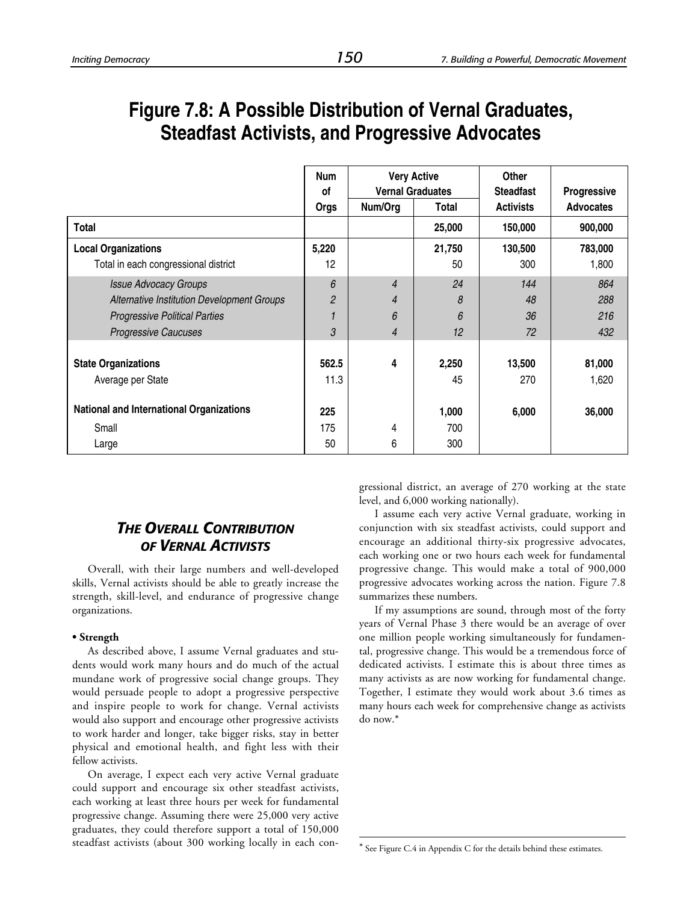# Figure 7.8: A Possible Distribution of Vernal Graduates, Steadfast Activists, and Progressive Advocates

| | Num of Orgs | Very Active Vernal Graduates | | Other Steadfast Activists | Progressive Advocates |
|---|---|---|---|---|---|
| | | Num/Org | Total | | |
| **Total** | | | **25,000** | **150,000** | **900,000** |
| **Local Organizations** | **5,220** | | **21,750** | **130,500** | **783,000** |
| Total in each congressional district | 12 | | 50 | 300 | 1,800 |
| *Issue Advocacy Groups* | *6* | *4* | *24* | *144* | *864* |
| *Alternative Institution Development Groups* | *2* | *4* | *8* | *48* | *288* |
| *Progressive Political Parties* | *1* | *6* | *6* | *36* | *216* |
| *Progressive Caucuses* | *3* | *4* | *12* | *72* | *432* |
| **State Organizations** | **562.5** | **4** | **2,250** | **13,500** | **81,000** |
| Average per State | 11.3 | | 45 | 270 | 1,620 |
| **National and International Organizations** | **225** | | **1,000** | **6,000** | **36,000** |
| Small | 175 | 4 | 700 | | |
| Large | 50 | 6 | 300 | | |

## *The Overall Contribution of Vernal Activists*

Overall, with their large numbers and well-developed skills, Vernal activists should be able to greatly increase the strength, skill-level, and endurance of progressive change organizations.

**• Strength**

As described above, I assume Vernal graduates and students would work many hours and do much of the actual mundane work of progressive social change groups. They would persuade people to adopt a progressive perspective and inspire people to work for change. Vernal activists would also support and encourage other progressive activists to work harder and longer, take bigger risks, stay in better physical and emotional health, and fight less with their fellow activists.

On average, I expect each very active Vernal graduate could support and encourage six other steadfast activists, each working at least three hours per week for fundamental progressive change. Assuming there were 25,000 very active graduates, they could therefore support a total of 150,000 steadfast activists (about 300 working locally in each congressional district, an average of 270 working at the state level, and 6,000 working nationally).

I assume each very active Vernal graduate, working in conjunction with six steadfast activists, could support and encourage an additional thirty-six progressive advocates, each working one or two hours each week for fundamental progressive change. This would make a total of 900,000 progressive advocates working across the nation. Figure 7.8 summarizes these numbers.

If my assumptions are sound, through most of the forty years of Vernal Phase 3 there would be an average of over one million people working simultaneously for fundamental, progressive change. This would be a tremendous force of dedicated activists. I estimate this is about three times as many activists as are now working for fundamental change. Together, I estimate they would work about 3.6 times as many hours each week for comprehensive change as activists do now.*

* See Figure C.4 in Appendix C for the details behind these estimates.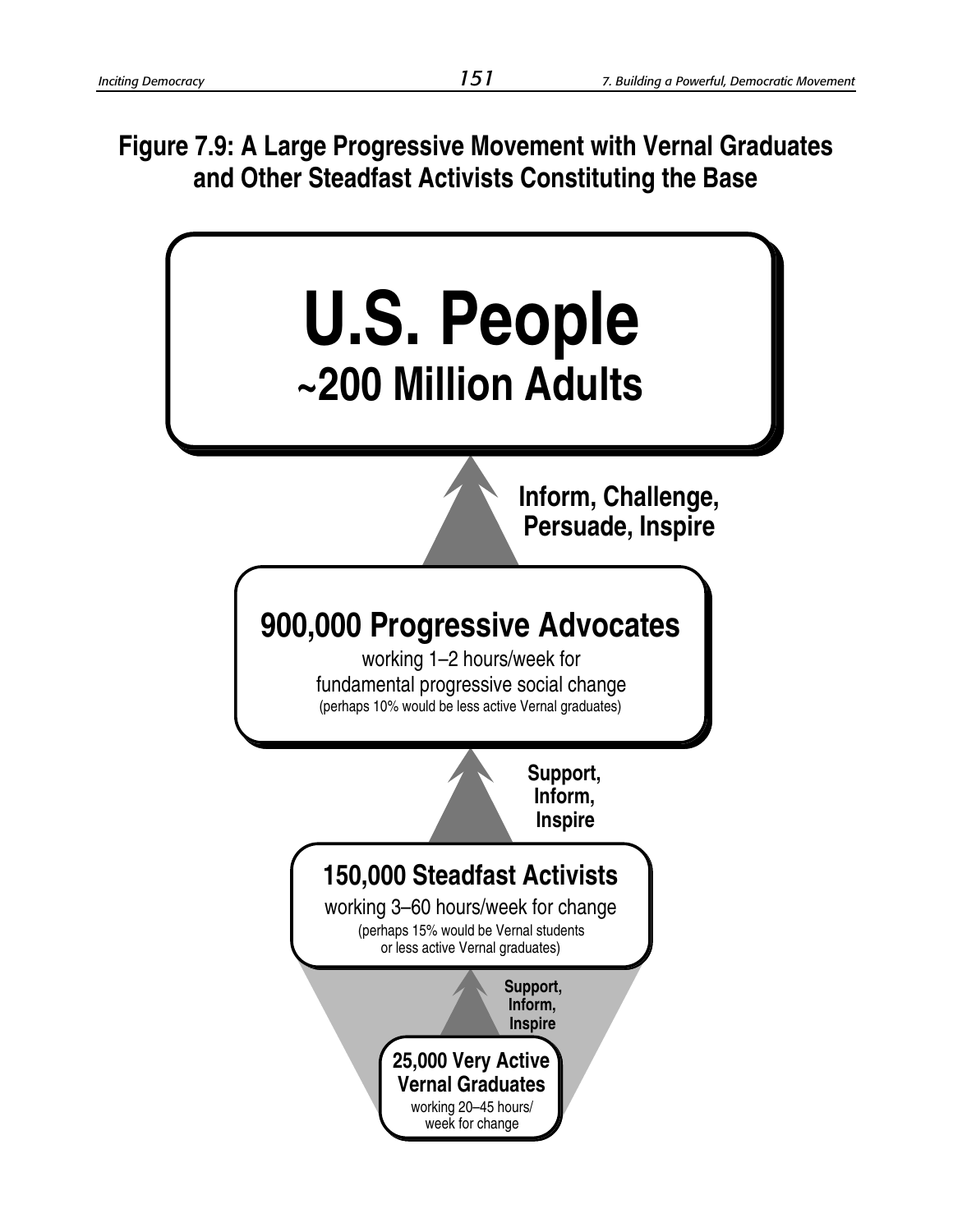**Figure 7.9: A Large Progressive Movement with Vernal Graduates and Other Steadfast Activists Constituting the Base**

**U.S. People**
**~200 Million Adults**

**Inform, Challenge, Persuade, Inspire**

**900,000 Progressive Advocates**
working 1–2 hours/week for fundamental progressive social change
(perhaps 10% would be less active Vernal graduates)

**Support, Inform, Inspire**

**150,000 Steadfast Activists**
working 3–60 hours/week for change
(perhaps 15% would be Vernal students or less active Vernal graduates)

**Support, Inform, Inspire**

**25,000 Very Active Vernal Graduates**
working 20–45 hours/week for change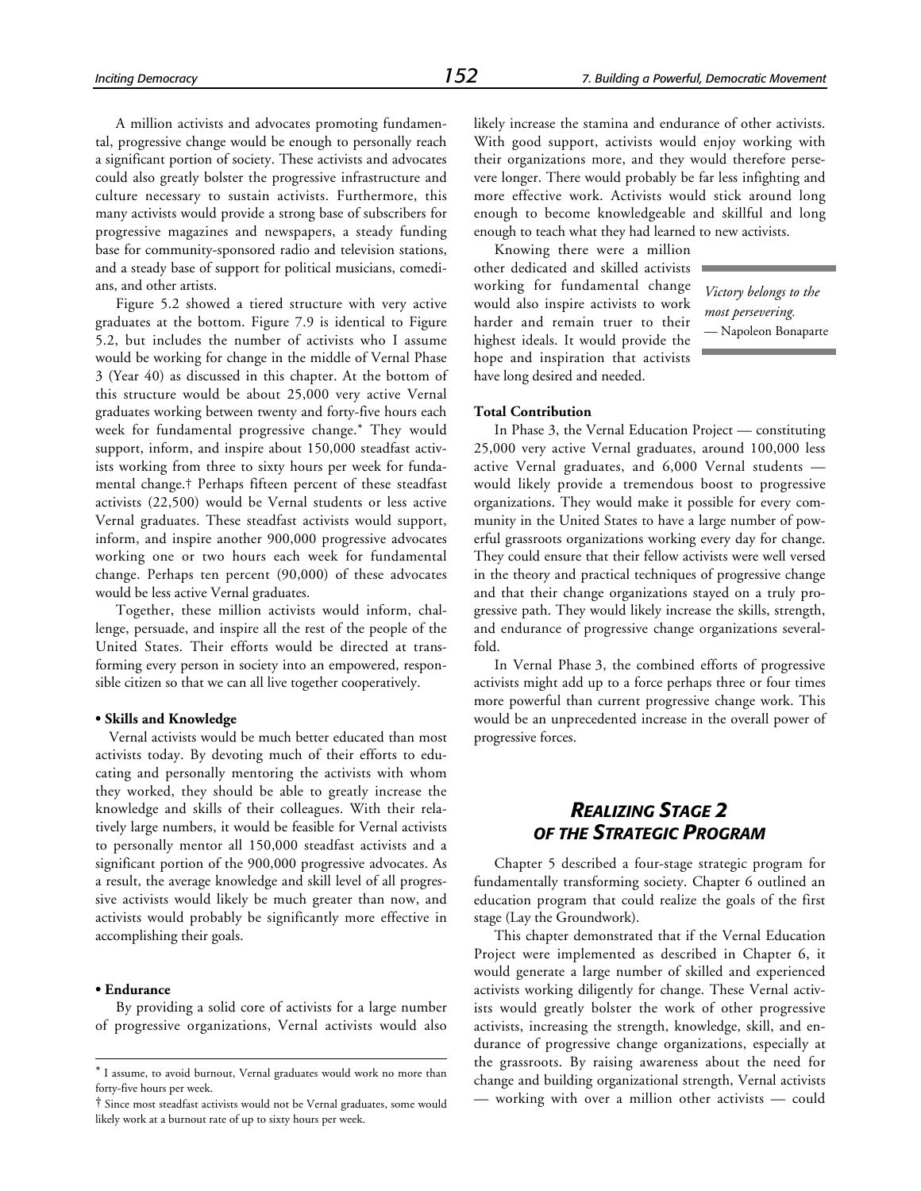A million activists and advocates promoting fundamental, progressive change would be enough to personally reach a significant portion of society. These activists and advocates could also greatly bolster the progressive infrastructure and culture necessary to sustain activists. Furthermore, this many activists would provide a strong base of subscribers for progressive magazines and newspapers, a steady funding base for community-sponsored radio and television stations, and a steady base of support for political musicians, comedians, and other artists.

Figure 5.2 showed a tiered structure with very active graduates at the bottom. Figure 7.9 is identical to Figure 5.2, but includes the number of activists who I assume would be working for change in the middle of Vernal Phase 3 (Year 40) as discussed in this chapter. At the bottom of this structure would be about 25,000 very active Vernal graduates working between twenty and forty-five hours each week for fundamental progressive change.* They would support, inform, and inspire about 150,000 steadfast activists working from three to sixty hours per week for fundamental change.† Perhaps fifteen percent of these steadfast activists (22,500) would be Vernal students or less active Vernal graduates. These steadfast activists would support, inform, and inspire another 900,000 progressive advocates working one or two hours each week for fundamental change. Perhaps ten percent (90,000) of these advocates would be less active Vernal graduates.

Together, these million activists would inform, challenge, persuade, and inspire all the rest of the people of the United States. Their efforts would be directed at transforming every person in society into an empowered, responsible citizen so that we can all live together cooperatively.

**• Skills and Knowledge**

Vernal activists would be much better educated than most activists today. By devoting much of their efforts to educating and personally mentoring the activists with whom they worked, they should be able to greatly increase the knowledge and skills of their colleagues. With their relatively large numbers, it would be feasible for Vernal activists to personally mentor all 150,000 steadfast activists and a significant portion of the 900,000 progressive advocates. As a result, the average knowledge and skill level of all progressive activists would likely be much greater than now, and activists would probably be significantly more effective in accomplishing their goals.

**• Endurance**

By providing a solid core of activists for a large number of progressive organizations, Vernal activists would also likely increase the stamina and endurance of other activists. With good support, activists would enjoy working with their organizations more, and they would therefore persevere longer. There would probably be far less infighting and more effective work. Activists would stick around long enough to become knowledgeable and skillful and long enough to teach what they had learned to new activists.

Knowing there were a million other dedicated and skilled activists working for fundamental change would also inspire activists to work harder and remain truer to their highest ideals. It would provide the hope and inspiration that activists have long desired and needed.

> *Victory belongs to the most persevering.*
> — Napoleon Bonaparte

**Total Contribution**

In Phase 3, the Vernal Education Project — constituting 25,000 very active Vernal graduates, around 100,000 less active Vernal graduates, and 6,000 Vernal students — would likely provide a tremendous boost to progressive organizations. They would make it possible for every community in the United States to have a large number of powerful grassroots organizations working every day for change. They could ensure that their fellow activists were well versed in the theory and practical techniques of progressive change and that their change organizations stayed on a truly progressive path. They would likely increase the skills, strength, and endurance of progressive change organizations severalfold.

In Vernal Phase 3, the combined efforts of progressive activists might add up to a force perhaps three or four times more powerful than current progressive change work. This would be an unprecedented increase in the overall power of progressive forces.

## *Realizing Stage 2 of the Strategic Program*

Chapter 5 described a four-stage strategic program for fundamentally transforming society. Chapter 6 outlined an education program that could realize the goals of the first stage (Lay the Groundwork).

This chapter demonstrated that if the Vernal Education Project were implemented as described in Chapter 6, it would generate a large number of skilled and experienced activists working diligently for change. These Vernal activists would greatly bolster the work of other progressive activists, increasing the strength, knowledge, skill, and endurance of progressive change organizations, especially at the grassroots. By raising awareness about the need for change and building organizational strength, Vernal activists — working with over a million other activists — could

---

* I assume, to avoid burnout, Vernal graduates would work no more than forty-five hours per week.

† Since most steadfast activists would not be Vernal graduates, some would likely work at a burnout rate of up to sixty hours per week.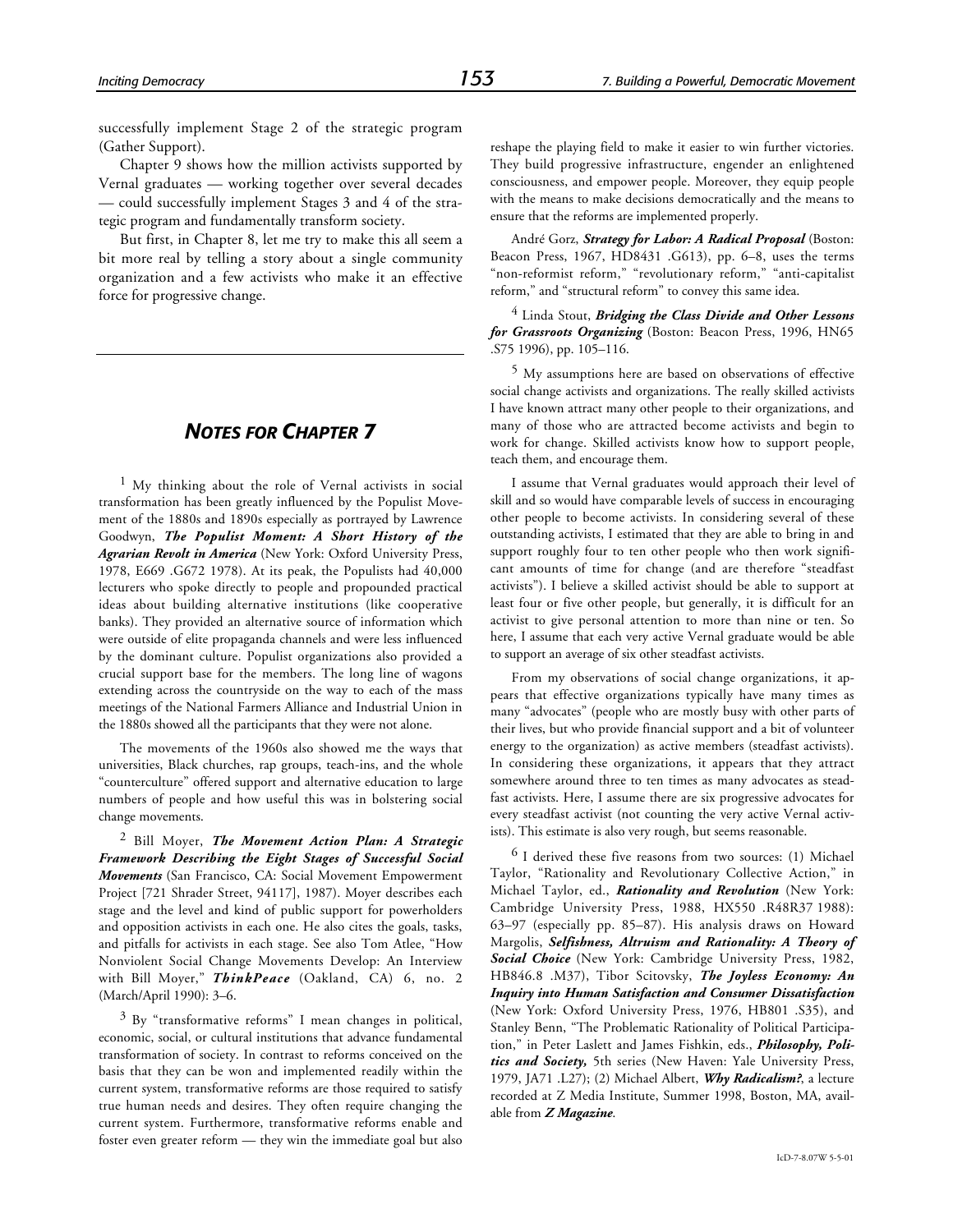successfully implement Stage 2 of the strategic program (Gather Support).

Chapter 9 shows how the million activists supported by Vernal graduates — working together over several decades — could successfully implement Stages 3 and 4 of the strategic program and fundamentally transform society.

But first, in Chapter 8, let me try to make this all seem a bit more real by telling a story about a single community organization and a few activists who make it an effective force for progressive change.

---

## *NOTES FOR CHAPTER 7*

[1] My thinking about the role of Vernal activists in social transformation has been greatly influenced by the Populist Movement of the 1880s and 1890s especially as portrayed by Lawrence Goodwyn, ***The Populist Moment: A Short History of the Agrarian Revolt in America*** (New York: Oxford University Press, 1978, E669 .G672 1978). At its peak, the Populists had 40,000 lecturers who spoke directly to people and propounded practical ideas about building alternative institutions (like cooperative banks). They provided an alternative source of information which were outside of elite propaganda channels and were less influenced by the dominant culture. Populist organizations also provided a crucial support base for the members. The long line of wagons extending across the countryside on the way to each of the mass meetings of the National Farmers Alliance and Industrial Union in the 1880s showed all the participants that they were not alone.

The movements of the 1960s also showed me the ways that universities, Black churches, rap groups, teach-ins, and the whole "counterculture" offered support and alternative education to large numbers of people and how useful this was in bolstering social change movements.

[2] Bill Moyer, ***The Movement Action Plan: A Strategic Framework Describing the Eight Stages of Successful Social Movements*** (San Francisco, CA: Social Movement Empowerment Project [721 Shrader Street, 94117], 1987). Moyer describes each stage and the level and kind of public support for powerholders and opposition activists in each one. He also cites the goals, tasks, and pitfalls for activists in each stage. See also Tom Atlee, "How Nonviolent Social Change Movements Develop: An Interview with Bill Moyer," ***ThinkPeace*** (Oakland, CA) 6, no. 2 (March/April 1990): 3–6.

[3] By "transformative reforms" I mean changes in political, economic, social, or cultural institutions that advance fundamental transformation of society. In contrast to reforms conceived on the basis that they can be won and implemented readily within the current system, transformative reforms are those required to satisfy true human needs and desires. They often require changing the current system. Furthermore, transformative reforms enable and foster even greater reform — they win the immediate goal but also reshape the playing field to make it easier to win further victories. They build progressive infrastructure, engender an enlightened consciousness, and empower people. Moreover, they equip people with the means to make decisions democratically and the means to ensure that the reforms are implemented properly.

André Gorz, ***Strategy for Labor: A Radical Proposal*** (Boston: Beacon Press, 1967, HD8431 .G613), pp. 6–8, uses the terms "non-reformist reform," "revolutionary reform," "anti-capitalist reform," and "structural reform" to convey this same idea.

[4] Linda Stout, ***Bridging the Class Divide and Other Lessons for Grassroots Organizing*** (Boston: Beacon Press, 1996, HN65 .S75 1996), pp. 105–116.

[5] My assumptions here are based on observations of effective social change activists and organizations. The really skilled activists I have known attract many other people to their organizations, and many of those who are attracted become activists and begin to work for change. Skilled activists know how to support people, teach them, and encourage them.

I assume that Vernal graduates would approach their level of skill and so would have comparable levels of success in encouraging other people to become activists. In considering several of these outstanding activists, I estimated that they are able to bring in and support roughly four to ten other people who then work significant amounts of time for change (and are therefore "steadfast activists"). I believe a skilled activist should be able to support at least four or five other people, but generally, it is difficult for an activist to give personal attention to more than nine or ten. So here, I assume that each very active Vernal graduate would be able to support an average of six other steadfast activists.

From my observations of social change organizations, it appears that effective organizations typically have many times as many "advocates" (people who are mostly busy with other parts of their lives, but who provide financial support and a bit of volunteer energy to the organization) as active members (steadfast activists). In considering these organizations, it appears that they attract somewhere around three to ten times as many advocates as steadfast activists. Here, I assume there are six progressive advocates for every steadfast activist (not counting the very active Vernal activists). This estimate is also very rough, but seems reasonable.

[6] I derived these five reasons from two sources: (1) Michael Taylor, "Rationality and Revolutionary Collective Action," in Michael Taylor, ed., ***Rationality and Revolution*** (New York: Cambridge University Press, 1988, HX550 .R48R37 1988): 63–97 (especially pp. 85–87). His analysis draws on Howard Margolis, ***Selfishness, Altruism and Rationality: A Theory of Social Choice*** (New York: Cambridge University Press, 1982, HB846.8 .M37), Tibor Scitovsky, ***The Joyless Economy: An Inquiry into Human Satisfaction and Consumer Dissatisfaction*** (New York: Oxford University Press, 1976, HB801 .S35), and Stanley Benn, "The Problematic Rationality of Political Participation," in Peter Laslett and James Fishkin, eds., ***Philosophy, Politics and Society,*** 5th series (New Haven: Yale University Press, 1979, JA71 .L27); (2) Michael Albert, ***Why Radicalism?***, a lecture recorded at Z Media Institute, Summer 1998, Boston, MA, available from ***Z Magazine***.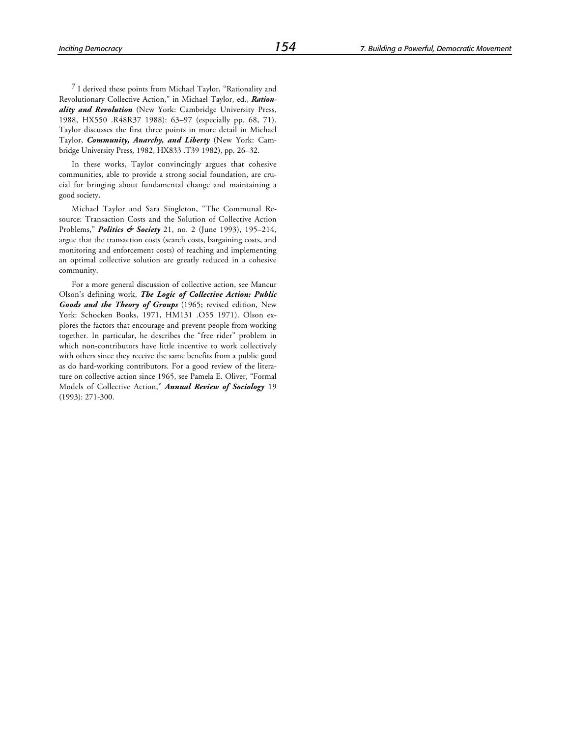[7] I derived these points from Michael Taylor, "Rationality and Revolutionary Collective Action," in Michael Taylor, ed., ***Rationality and Revolution*** (New York: Cambridge University Press, 1988, HX550 .R48R37 1988): 63–97 (especially pp. 68, 71). Taylor discusses the first three points in more detail in Michael Taylor, ***Community, Anarchy, and Liberty*** (New York: Cambridge University Press, 1982, HX833 .T39 1982), pp. 26–32.

In these works, Taylor convincingly argues that cohesive communities, able to provide a strong social foundation, are crucial for bringing about fundamental change and maintaining a good society.

Michael Taylor and Sara Singleton, "The Communal Resource: Transaction Costs and the Solution of Collective Action Problems," ***Politics & Society*** 21, no. 2 (June 1993), 195–214, argue that the transaction costs (search costs, bargaining costs, and monitoring and enforcement costs) of reaching and implementing an optimal collective solution are greatly reduced in a cohesive community.

For a more general discussion of collective action, see Mancur Olson's defining work, ***The Logic of Collective Action: Public Goods and the Theory of Groups*** (1965; revised edition, New York: Schocken Books, 1971, HM131 .O55 1971). Olson explores the factors that encourage and prevent people from working together. In particular, he describes the "free rider" problem in which non-contributors have little incentive to work collectively with others since they receive the same benefits from a public good as do hard-working contributors. For a good review of the literature on collective action since 1965, see Pamela E. Oliver, "Formal Models of Collective Action," ***Annual Review of Sociology*** 19 (1993): 271-300.